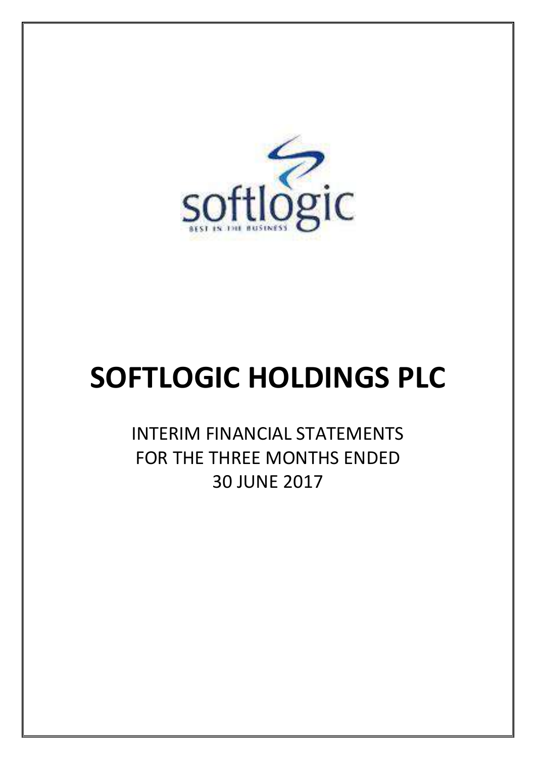# SOFTLOGIC HOLDINGS PLC

INTERIM FINANCIAL STATEMENTS
FOR THE THREE MONTHS ENDED
30 JUNE 2017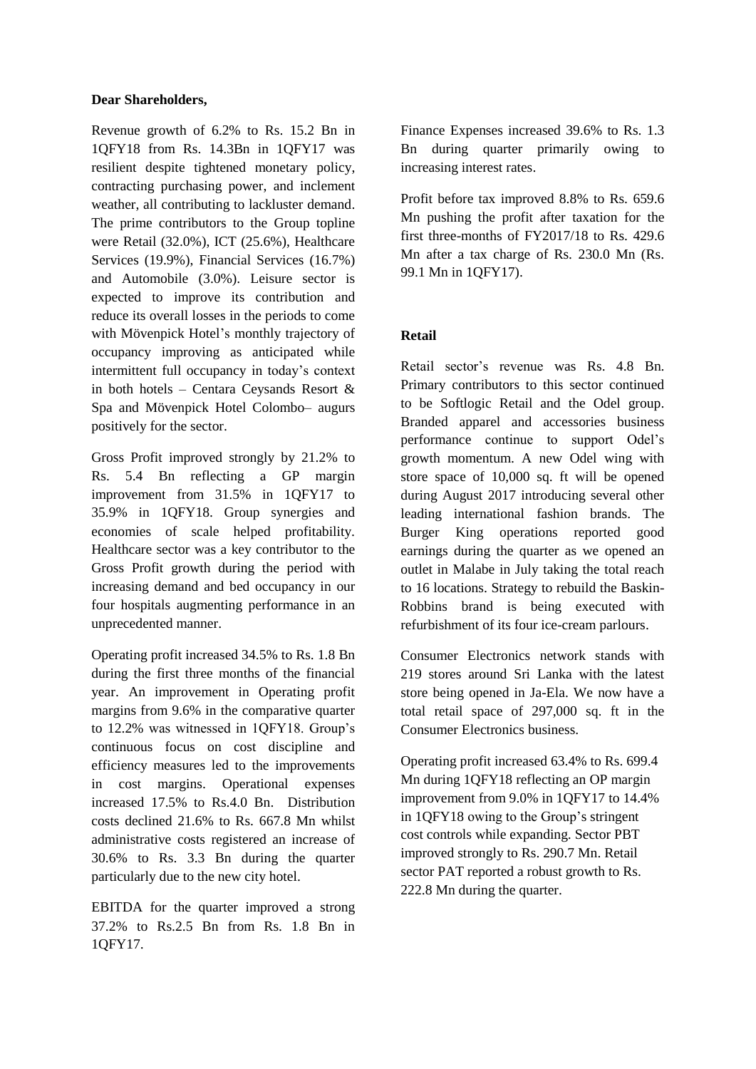**Dear Shareholders,**

Revenue growth of 6.2% to Rs. 15.2 Bn in 1QFY18 from Rs. 14.3Bn in 1QFY17 was resilient despite tightened monetary policy, contracting purchasing power, and inclement weather, all contributing to lackluster demand. The prime contributors to the Group topline were Retail (32.0%), ICT (25.6%), Healthcare Services (19.9%), Financial Services (16.7%) and Automobile (3.0%). Leisure sector is expected to improve its contribution and reduce its overall losses in the periods to come with Mövenpick Hotel's monthly trajectory of occupancy improving as anticipated while intermittent full occupancy in today's context in both hotels – Centara Ceysands Resort & Spa and Mövenpick Hotel Colombo– augurs positively for the sector.

Gross Profit improved strongly by 21.2% to Rs. 5.4 Bn reflecting a GP margin improvement from 31.5% in 1QFY17 to 35.9% in 1QFY18. Group synergies and economies of scale helped profitability. Healthcare sector was a key contributor to the Gross Profit growth during the period with increasing demand and bed occupancy in our four hospitals augmenting performance in an unprecedented manner.

Operating profit increased 34.5% to Rs. 1.8 Bn during the first three months of the financial year. An improvement in Operating profit margins from 9.6% in the comparative quarter to 12.2% was witnessed in 1QFY18. Group's continuous focus on cost discipline and efficiency measures led to the improvements in cost margins. Operational expenses increased 17.5% to Rs.4.0 Bn. Distribution costs declined 21.6% to Rs. 667.8 Mn whilst administrative costs registered an increase of 30.6% to Rs. 3.3 Bn during the quarter particularly due to the new city hotel.

EBITDA for the quarter improved a strong 37.2% to Rs.2.5 Bn from Rs. 1.8 Bn in 1QFY17.

Finance Expenses increased 39.6% to Rs. 1.3 Bn during quarter primarily owing to increasing interest rates.

Profit before tax improved 8.8% to Rs. 659.6 Mn pushing the profit after taxation for the first three-months of FY2017/18 to Rs. 429.6 Mn after a tax charge of Rs. 230.0 Mn (Rs. 99.1 Mn in 1QFY17).

**Retail**

Retail sector's revenue was Rs. 4.8 Bn. Primary contributors to this sector continued to be Softlogic Retail and the Odel group. Branded apparel and accessories business performance continue to support Odel's growth momentum. A new Odel wing with store space of 10,000 sq. ft will be opened during August 2017 introducing several other leading international fashion brands. The Burger King operations reported good earnings during the quarter as we opened an outlet in Malabe in July taking the total reach to 16 locations. Strategy to rebuild the Baskin-Robbins brand is being executed with refurbishment of its four ice-cream parlours.

Consumer Electronics network stands with 219 stores around Sri Lanka with the latest store being opened in Ja-Ela. We now have a total retail space of 297,000 sq. ft in the Consumer Electronics business.

Operating profit increased 63.4% to Rs. 699.4 Mn during 1QFY18 reflecting an OP margin improvement from 9.0% in 1QFY17 to 14.4% in 1QFY18 owing to the Group's stringent cost controls while expanding. Sector PBT improved strongly to Rs. 290.7 Mn. Retail sector PAT reported a robust growth to Rs. 222.8 Mn during the quarter.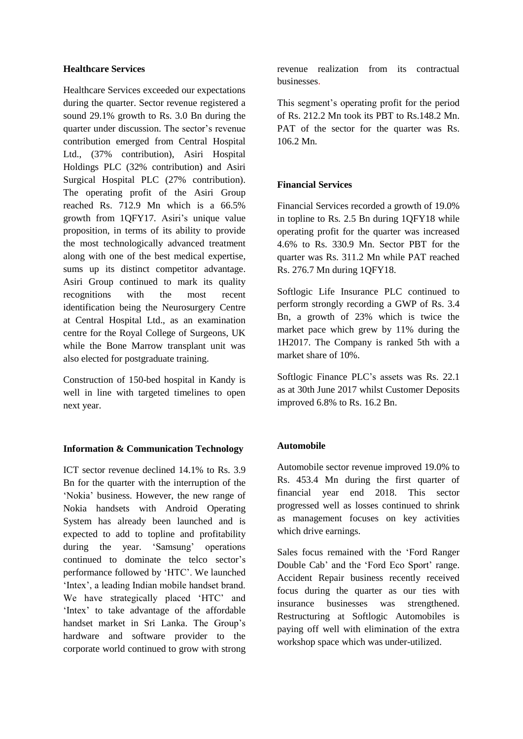**Healthcare Services**

Healthcare Services exceeded our expectations during the quarter. Sector revenue registered a sound 29.1% growth to Rs. 3.0 Bn during the quarter under discussion. The sector's revenue contribution emerged from Central Hospital Ltd., (37% contribution), Asiri Hospital Holdings PLC (32% contribution) and Asiri Surgical Hospital PLC (27% contribution). The operating profit of the Asiri Group reached Rs. 712.9 Mn which is a 66.5% growth from 1QFY17. Asiri's unique value proposition, in terms of its ability to provide the most technologically advanced treatment along with one of the best medical expertise, sums up its distinct competitor advantage. Asiri Group continued to mark its quality recognitions with the most recent identification being the Neurosurgery Centre at Central Hospital Ltd., as an examination centre for the Royal College of Surgeons, UK while the Bone Marrow transplant unit was also elected for postgraduate training.

Construction of 150-bed hospital in Kandy is well in line with targeted timelines to open next year.

**Information & Communication Technology**

ICT sector revenue declined 14.1% to Rs. 3.9 Bn for the quarter with the interruption of the 'Nokia' business. However, the new range of Nokia handsets with Android Operating System has already been launched and is expected to add to topline and profitability during the year. 'Samsung' operations continued to dominate the telco sector's performance followed by 'HTC'. We launched 'Intex', a leading Indian mobile handset brand. We have strategically placed 'HTC' and 'Intex' to take advantage of the affordable handset market in Sri Lanka. The Group's hardware and software provider to the corporate world continued to grow with strong revenue realization from its contractual businesses.

This segment's operating profit for the period of Rs. 212.2 Mn took its PBT to Rs.148.2 Mn. PAT of the sector for the quarter was Rs. 106.2 Mn.

**Financial Services**

Financial Services recorded a growth of 19.0% in topline to Rs. 2.5 Bn during 1QFY18 while operating profit for the quarter was increased 4.6% to Rs. 330.9 Mn. Sector PBT for the quarter was Rs. 311.2 Mn while PAT reached Rs. 276.7 Mn during 1QFY18.

Softlogic Life Insurance PLC continued to perform strongly recording a GWP of Rs. 3.4 Bn, a growth of 23% which is twice the market pace which grew by 11% during the 1H2017. The Company is ranked 5th with a market share of 10%.

Softlogic Finance PLC's assets was Rs. 22.1 as at 30th June 2017 whilst Customer Deposits improved 6.8% to Rs. 16.2 Bn.

**Automobile**

Automobile sector revenue improved 19.0% to Rs. 453.4 Mn during the first quarter of financial year end 2018. This sector progressed well as losses continued to shrink as management focuses on key activities which drive earnings.

Sales focus remained with the 'Ford Ranger Double Cab' and the 'Ford Eco Sport' range. Accident Repair business recently received focus during the quarter as our ties with insurance businesses was strengthened. Restructuring at Softlogic Automobiles is paying off well with elimination of the extra workshop space which was under-utilized.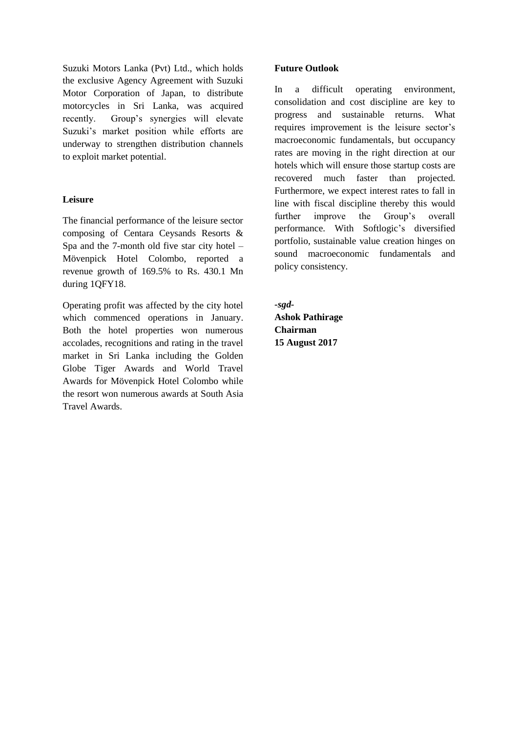Suzuki Motors Lanka (Pvt) Ltd., which holds the exclusive Agency Agreement with Suzuki Motor Corporation of Japan, to distribute motorcycles in Sri Lanka, was acquired recently. Group's synergies will elevate Suzuki's market position while efforts are underway to strengthen distribution channels to exploit market potential.

**Leisure**

The financial performance of the leisure sector composing of Centara Ceysands Resorts & Spa and the 7-month old five star city hotel – Mövenpick Hotel Colombo, reported a revenue growth of 169.5% to Rs. 430.1 Mn during 1QFY18.

Operating profit was affected by the city hotel which commenced operations in January. Both the hotel properties won numerous accolades, recognitions and rating in the travel market in Sri Lanka including the Golden Globe Tiger Awards and World Travel Awards for Mövenpick Hotel Colombo while the resort won numerous awards at South Asia Travel Awards.

**Future Outlook**

In a difficult operating environment, consolidation and cost discipline are key to progress and sustainable returns. What requires improvement is the leisure sector's macroeconomic fundamentals, but occupancy rates are moving in the right direction at our hotels which will ensure those startup costs are recovered much faster than projected. Furthermore, we expect interest rates to fall in line with fiscal discipline thereby this would further improve the Group's overall performance. With Softlogic's diversified portfolio, sustainable value creation hinges on sound macroeconomic fundamentals and policy consistency.

***-sgd-***
**Ashok Pathirage**
**Chairman**
**15 August 2017**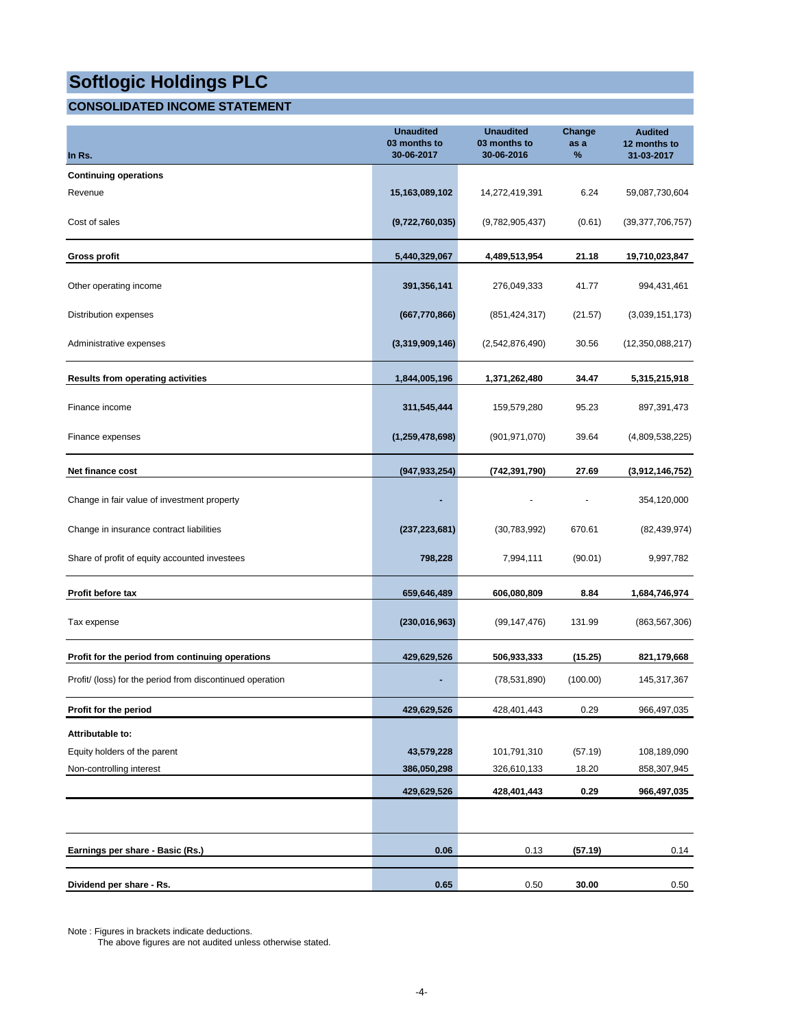# Softlogic Holdings PLC

## CONSOLIDATED INCOME STATEMENT

| In Rs. | Unaudited 03 months to 30-06-2017 | Unaudited 03 months to 30-06-2016 | Change as a % | Audited 12 months to 31-03-2017 |
|---|---|---|---|---|
| **Continuing operations** | | | | |
| Revenue | 15,163,089,102 | 14,272,419,391 | 6.24 | 59,087,730,604 |
| Cost of sales | (9,722,760,035) | (9,782,905,437) | (0.61) | (39,377,706,757) |
| **Gross profit** | **5,440,329,067** | **4,489,513,954** | **21.18** | **19,710,023,847** |
| Other operating income | 391,356,141 | 276,049,333 | 41.77 | 994,431,461 |
| Distribution expenses | (667,770,866) | (851,424,317) | (21.57) | (3,039,151,173) |
| Administrative expenses | (3,319,909,146) | (2,542,876,490) | 30.56 | (12,350,088,217) |
| **Results from operating activities** | **1,844,005,196** | **1,371,262,480** | **34.47** | **5,315,215,918** |
| Finance income | 311,545,444 | 159,579,280 | 95.23 | 897,391,473 |
| Finance expenses | (1,259,478,698) | (901,971,070) | 39.64 | (4,809,538,225) |
| **Net finance cost** | **(947,933,254)** | **(742,391,790)** | **27.69** | **(3,912,146,752)** |
| Change in fair value of investment property | - | - | - | 354,120,000 |
| Change in insurance contract liabilities | (237,223,681) | (30,783,992) | 670.61 | (82,439,974) |
| Share of profit of equity accounted investees | 798,228 | 7,994,111 | (90.01) | 9,997,782 |
| **Profit before tax** | **659,646,489** | **606,080,809** | **8.84** | **1,684,746,974** |
| Tax expense | (230,016,963) | (99,147,476) | 131.99 | (863,567,306) |
| **Profit for the period from continuing operations** | **429,629,526** | **506,933,333** | **(15.25)** | **821,179,668** |
| Profit/ (loss) for the period from discontinued operation | - | (78,531,890) | (100.00) | 145,317,367 |
| **Profit for the period** | **429,629,526** | 428,401,443 | 0.29 | 966,497,035 |
| **Attributable to:** | | | | |
| Equity holders of the parent | 43,579,228 | 101,791,310 | (57.19) | 108,189,090 |
| Non-controlling interest | 386,050,298 | 326,610,133 | 18.20 | 858,307,945 |
| | **429,629,526** | **428,401,443** | **0.29** | **966,497,035** |
| **Earnings per share - Basic (Rs.)** | **0.06** | 0.13 | **(57.19)** | 0.14 |
| **Dividend per share - Rs.** | **0.65** | 0.50 | **30.00** | 0.50 |

Note : Figures in brackets indicate deductions.
The above figures are not audited unless otherwise stated.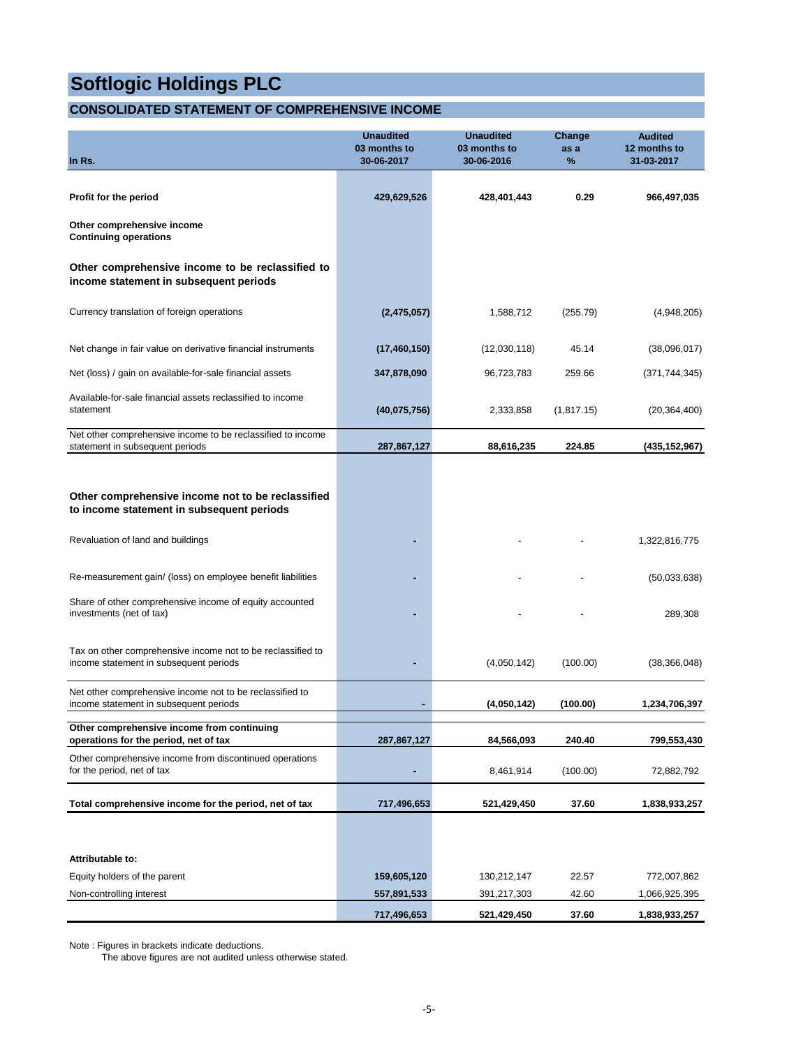# Softlogic Holdings PLC

## CONSOLIDATED STATEMENT OF COMPREHENSIVE INCOME

| In Rs. | Unaudited 03 months to 30-06-2017 | Unaudited 03 months to 30-06-2016 | Change as a % | Audited 12 months to 31-03-2017 |
|---|---|---|---|---|
| **Profit for the period** | **429,629,526** | **428,401,443** | **0.29** | **966,497,035** |
| **Other comprehensive income** | | | | |
| **Continuing operations** | | | | |
| **Other comprehensive income to be reclassified to income statement in subsequent periods** | | | | |
| Currency translation of foreign operations | **(2,475,057)** | 1,588,712 | (255.79) | (4,948,205) |
| Net change in fair value on derivative financial instruments | **(17,460,150)** | (12,030,118) | 45.14 | (38,096,017) |
| Net (loss) / gain on available-for-sale financial assets | **347,878,090** | 96,723,783 | 259.66 | (371,744,345) |
| Available-for-sale financial assets reclassified to income statement | **(40,075,756)** | 2,333,858 | (1,817.15) | (20,364,400) |
| Net other comprehensive income to be reclassified to income statement in subsequent periods | **287,867,127** | **88,616,235** | **224.85** | **(435,152,967)** |
| **Other comprehensive income not to be reclassified to income statement in subsequent periods** | | | | |
| Revaluation of land and buildings | **-** | - | - | 1,322,816,775 |
| Re-measurement gain/ (loss) on employee benefit liabilities | **-** | - | - | (50,033,638) |
| Share of other comprehensive income of equity accounted investments (net of tax) | **-** | - | - | 289,308 |
| Tax on other comprehensive income not to be reclassified to income statement in subsequent periods | **-** | (4,050,142) | (100.00) | (38,366,048) |
| Net other comprehensive income not to be reclassified to income statement in subsequent periods | **-** | **(4,050,142)** | **(100.00)** | **1,234,706,397** |
| **Other comprehensive income from continuing operations for the period, net of tax** | **287,867,127** | **84,566,093** | **240.40** | **799,553,430** |
| Other comprehensive income from discontinued operations for the period, net of tax | **-** | 8,461,914 | (100.00) | 72,882,792 |
| **Total comprehensive income for the period, net of tax** | **717,496,653** | **521,429,450** | **37.60** | **1,838,933,257** |
| **Attributable to:** | | | | |
| Equity holders of the parent | **159,605,120** | 130,212,147 | 22.57 | 772,007,862 |
| Non-controlling interest | **557,891,533** | 391,217,303 | 42.60 | 1,066,925,395 |
| | **717,496,653** | **521,429,450** | **37.60** | **1,838,933,257** |

Note : Figures in brackets indicate deductions.
The above figures are not audited unless otherwise stated.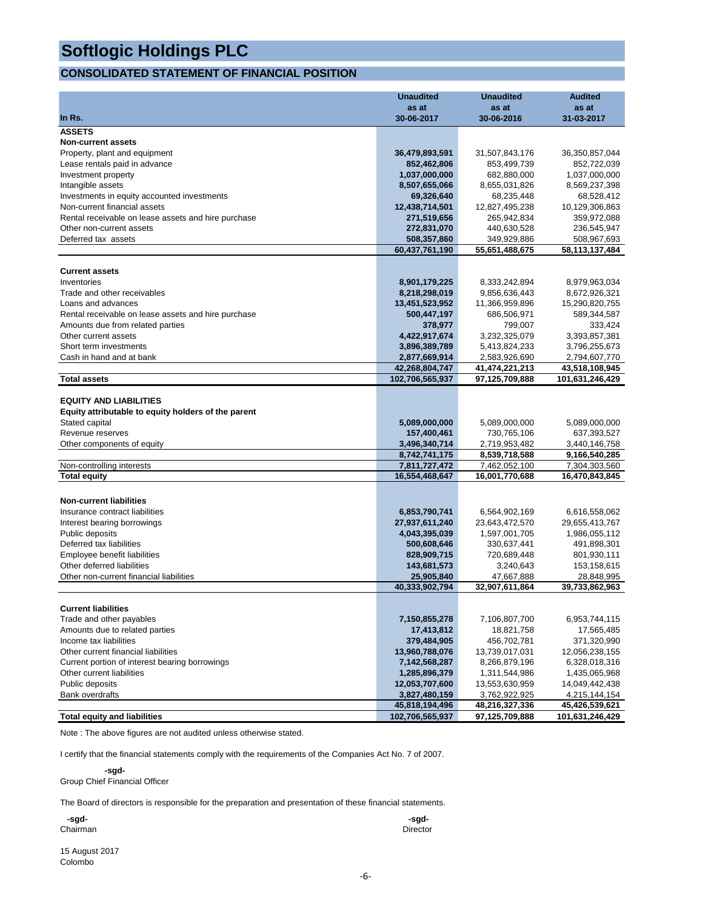# Softlogic Holdings PLC

## CONSOLIDATED STATEMENT OF FINANCIAL POSITION

| In Rs. | Unaudited as at 30-06-2017 | Unaudited as at 30-06-2016 | Audited as at 31-03-2017 |
|---|---|---|---|
| **ASSETS** | | | |
| **Non-current assets** | | | |
| Property, plant and equipment | **36,479,893,591** | 31,507,843,176 | 36,350,857,044 |
| Lease rentals paid in advance | **852,462,806** | 853,499,739 | 852,722,039 |
| Investment property | **1,037,000,000** | 682,880,000 | 1,037,000,000 |
| Intangible assets | **8,507,655,066** | 8,655,031,826 | 8,569,237,398 |
| Investments in equity accounted investments | **69,326,640** | 68,235,448 | 68,528,412 |
| Non-current financial assets | **12,438,714,501** | 12,827,495,238 | 10,129,306,863 |
| Rental receivable on lease assets and hire purchase | **271,519,656** | 265,942,834 | 359,972,088 |
| Other non-current assets | **272,831,070** | 440,630,528 | 236,545,947 |
| Deferred tax assets | **508,357,860** | 349,929,886 | 508,967,693 |
| | **60,437,761,190** | **55,651,488,675** | **58,113,137,484** |
| **Current assets** | | | |
| Inventories | **8,901,179,225** | 8,333,242,894 | 8,979,963,034 |
| Trade and other receivables | **8,218,298,019** | 9,856,636,443 | 8,672,926,321 |
| Loans and advances | **13,451,523,952** | 11,366,959,896 | 15,290,820,755 |
| Rental receivable on lease assets and hire purchase | **500,447,197** | 686,506,971 | 589,344,587 |
| Amounts due from related parties | **378,977** | 799,007 | 333,424 |
| Other current assets | **4,422,917,674** | 3,232,325,079 | 3,393,857,381 |
| Short term investments | **3,896,389,789** | 5,413,824,233 | 3,796,255,673 |
| Cash in hand and at bank | **2,877,669,914** | 2,583,926,690 | 2,794,607,770 |
| | **42,268,804,747** | **41,474,221,213** | **43,518,108,945** |
| **Total assets** | **102,706,565,937** | **97,125,709,888** | **101,631,246,429** |
| **EQUITY AND LIABILITIES** | | | |
| **Equity attributable to equity holders of the parent** | | | |
| Stated capital | **5,089,000,000** | 5,089,000,000 | 5,089,000,000 |
| Revenue reserves | **157,400,461** | 730,765,106 | 637,393,527 |
| Other components of equity | **3,496,340,714** | 2,719,953,482 | 3,440,146,758 |
| | **8,742,741,175** | **8,539,718,588** | **9,166,540,285** |
| Non-controlling interests | **7,811,727,472** | 7,462,052,100 | 7,304,303,560 |
| **Total equity** | **16,554,468,647** | **16,001,770,688** | **16,470,843,845** |
| **Non-current liabilities** | | | |
| Insurance contract liabilities | **6,853,790,741** | 6,564,902,169 | 6,616,558,062 |
| Interest bearing borrowings | **27,937,611,240** | 23,643,472,570 | 29,655,413,767 |
| Public deposits | **4,043,395,039** | 1,597,001,705 | 1,986,055,112 |
| Deferred tax liabilities | **500,608,646** | 330,637,441 | 491,898,301 |
| Employee benefit liabilities | **828,909,715** | 720,689,448 | 801,930,111 |
| Other deferred liabilities | **143,681,573** | 3,240,643 | 153,158,615 |
| Other non-current financial liabilities | **25,905,840** | 47,667,888 | 28,848,995 |
| | **40,333,902,794** | **32,907,611,864** | **39,733,862,963** |
| **Current liabilities** | | | |
| Trade and other payables | **7,150,855,278** | 7,106,807,700 | 6,953,744,115 |
| Amounts due to related parties | **17,413,812** | 18,821,758 | 17,565,485 |
| Income tax liabilities | **379,484,905** | 456,702,781 | 371,320,990 |
| Other current financial liabilities | **13,960,788,076** | 13,739,017,031 | 12,056,238,155 |
| Current portion of interest bearing borrowings | **7,142,568,287** | 8,266,879,196 | 6,328,018,316 |
| Other current liabilities | **1,285,896,379** | 1,311,544,986 | 1,435,065,968 |
| Public deposits | **12,053,707,600** | 13,553,630,959 | 14,049,442,438 |
| Bank overdrafts | **3,827,480,159** | 3,762,922,925 | 4,215,144,154 |
| | **45,818,194,496** | **48,216,327,336** | **45,426,539,621** |
| **Total equity and liabilities** | **102,706,565,937** | **97,125,709,888** | **101,631,246,429** |

Note : The above figures are not audited unless otherwise stated.

I certify that the financial statements comply with the requirements of the Companies Act No. 7 of 2007.

**-sgd-**
Group Chief Financial Officer

The Board of directors is responsible for the preparation and presentation of these financial statements.

**-sgd-**
Chairman

**-sgd-**
Director

15 August 2017
Colombo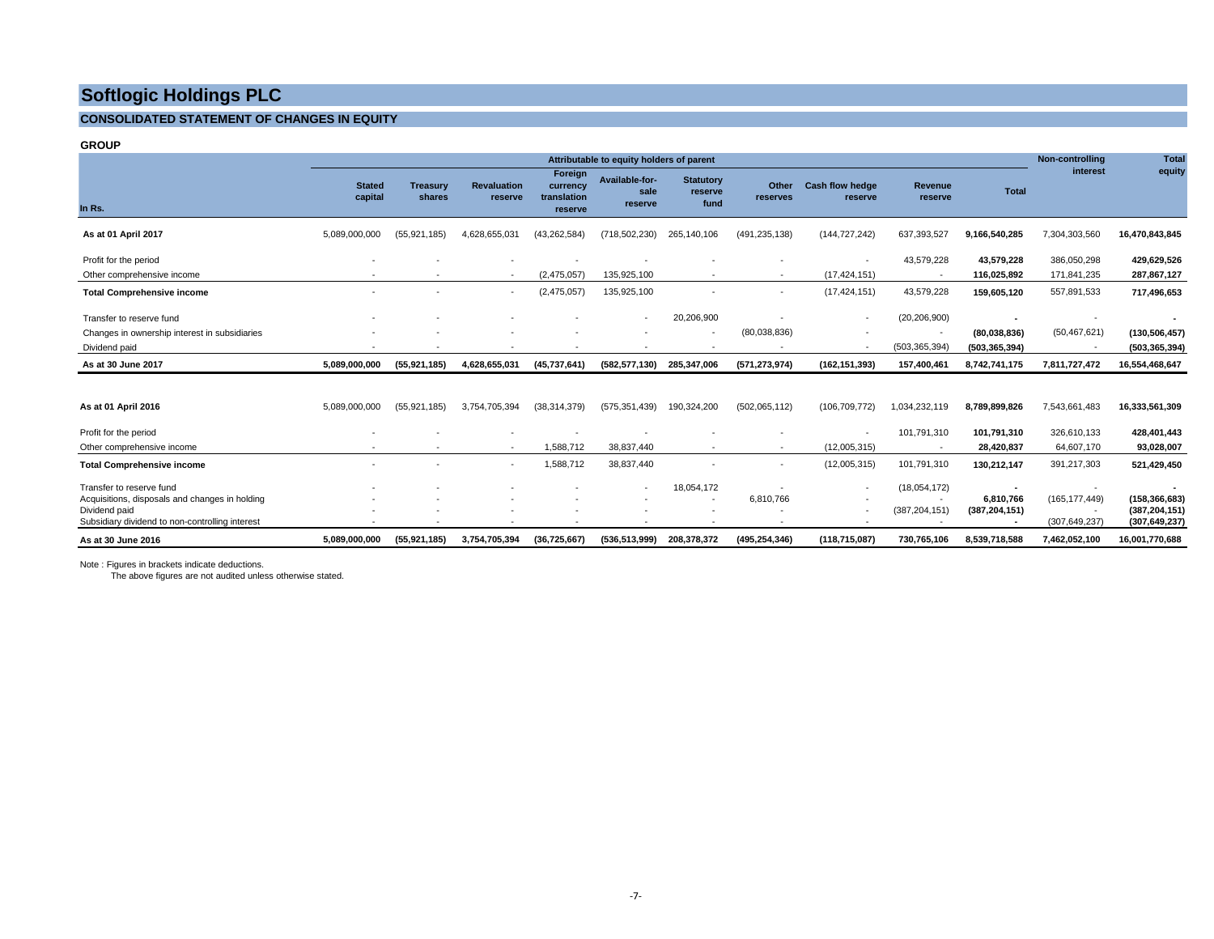# Softlogic Holdings PLC

## CONSOLIDATED STATEMENT OF CHANGES IN EQUITY

**GROUP**

| In Rs. | Attributable to equity holders of parent | | | | | | | | | | Non-controlling interest | Total equity |
|---|---|---|---|---|---|---|---|---|---|---|---|---|
| | Stated capital | Treasury shares | Revaluation reserve | Foreign currency translation reserve | Available-for-sale reserve | Statutory reserve fund | Other reserves | Cash flow hedge reserve | Revenue reserve | Total | | |
| **As at 01 April 2017** | 5,089,000,000 | (55,921,185) | 4,628,655,031 | (43,262,584) | (718,502,230) | 265,140,106 | (491,235,138) | (144,727,242) | 637,393,527 | **9,166,540,285** | 7,304,303,560 | **16,470,843,845** |
| Profit for the period | - | - | - | - | - | - | - | - | 43,579,228 | **43,579,228** | 386,050,298 | **429,629,526** |
| Other comprehensive income | - | - | - | (2,475,057) | 135,925,100 | - | - | (17,424,151) | - | **116,025,892** | 171,841,235 | **287,867,127** |
| **Total Comprehensive income** | - | - | - | (2,475,057) | 135,925,100 | - | - | (17,424,151) | 43,579,228 | **159,605,120** | 557,891,533 | **717,496,653** |
| Transfer to reserve fund | - | - | - | - | - | 20,206,900 | - | - | (20,206,900) | **-** | - | **-** |
| Changes in ownership interest in subsidiaries | - | - | - | - | - | - | (80,038,836) | - | - | **(80,038,836)** | (50,467,621) | **(130,506,457)** |
| Dividend paid | - | - | - | - | - | - | - | - | (503,365,394) | **(503,365,394)** | - | **(503,365,394)** |
| **As at 30 June 2017** | **5,089,000,000** | **(55,921,185)** | **4,628,655,031** | **(45,737,641)** | **(582,577,130)** | **285,347,006** | **(571,273,974)** | **(162,151,393)** | **157,400,461** | **8,742,741,175** | **7,811,727,472** | **16,554,468,647** |
| | | | | | | | | | | | | |
| **As at 01 April 2016** | 5,089,000,000 | (55,921,185) | 3,754,705,394 | (38,314,379) | (575,351,439) | 190,324,200 | (502,065,112) | (106,709,772) | 1,034,232,119 | **8,789,899,826** | 7,543,661,483 | **16,333,561,309** |
| Profit for the period | - | - | - | - | - | - | - | - | 101,791,310 | **101,791,310** | 326,610,133 | **428,401,443** |
| Other comprehensive income | - | - | - | 1,588,712 | 38,837,440 | - | - | (12,005,315) | - | **28,420,837** | 64,607,170 | **93,028,007** |
| **Total Comprehensive income** | - | - | - | 1,588,712 | 38,837,440 | - | - | (12,005,315) | 101,791,310 | **130,212,147** | 391,217,303 | **521,429,450** |
| Transfer to reserve fund | - | - | - | - | - | 18,054,172 | - | - | (18,054,172) | **-** | - | **-** |
| Acquisitions, disposals and changes in holding | - | - | - | - | - | - | 6,810,766 | - | - | **6,810,766** | (165,177,449) | **(158,366,683)** |
| Dividend paid | - | - | - | - | - | - | - | - | (387,204,151) | **(387,204,151)** | - | **(387,204,151)** |
| Subsidiary dividend to non-controlling interest | - | - | - | - | - | - | - | - | - | **-** | (307,649,237) | **(307,649,237)** |
| **As at 30 June 2016** | **5,089,000,000** | **(55,921,185)** | **3,754,705,394** | **(36,725,667)** | **(536,513,999)** | **208,378,372** | **(495,254,346)** | **(118,715,087)** | **730,765,106** | **8,539,718,588** | **7,462,052,100** | **16,001,770,688** |

Note : Figures in brackets indicate deductions.
The above figures are not audited unless otherwise stated.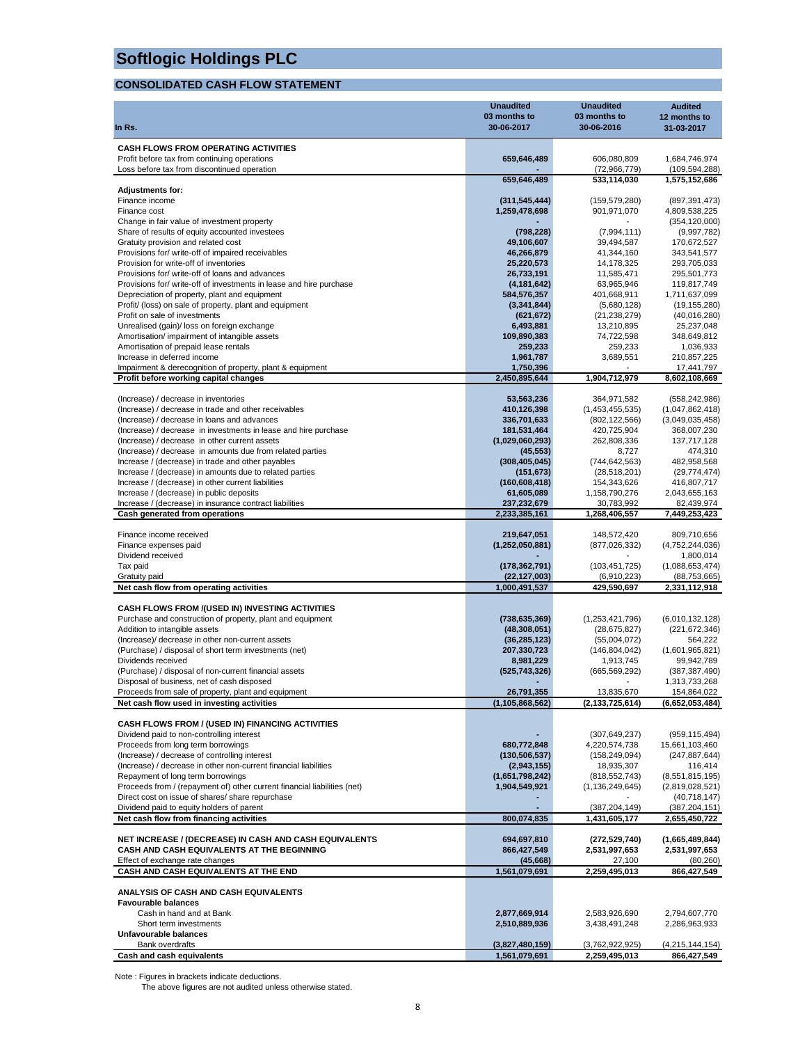# Softlogic Holdings PLC

## CONSOLIDATED CASH FLOW STATEMENT

| In Rs. | Unaudited 03 months to 30-06-2017 | Unaudited 03 months to 30-06-2016 | Audited 12 months to 31-03-2017 |
|---|---|---|---|
| **CASH FLOWS FROM OPERATING ACTIVITIES** | | | |
| Profit before tax from continuing operations | **659,646,489** | 606,080,809 | 1,684,746,974 |
| Loss before tax from discontinued operation | **-** | (72,966,779) | (109,594,288) |
| | **659,646,489** | **533,114,030** | **1,575,152,686** |
| **Adjustments for:** | | | |
| Finance income | **(311,545,444)** | (159,579,280) | (897,391,473) |
| Finance cost | **1,259,478,698** | 901,971,070 | 4,809,538,225 |
| Change in fair value of investment property | **-** | - | (354,120,000) |
| Share of results of equity accounted investees | **(798,228)** | (7,994,111) | (9,997,782) |
| Gratuity provision and related cost | **49,106,607** | 39,494,587 | 170,672,527 |
| Provisions for/ write-off of impaired receivables | **46,266,879** | 41,344,160 | 343,541,577 |
| Provision for write-off of inventories | **25,220,573** | 14,178,325 | 293,705,033 |
| Provisions for/ write-off of loans and advances | **26,733,191** | 11,585,471 | 295,501,773 |
| Provisions for/ write-off of investments in lease and hire purchase | **(4,181,642)** | 63,965,946 | 119,817,749 |
| Depreciation of property, plant and equipment | **584,576,357** | 401,668,911 | 1,711,637,099 |
| Profit/ (loss) on sale of property, plant and equipment | **(3,341,844)** | (5,680,128) | (19,155,280) |
| Profit on sale of investments | **(621,672)** | (21,238,279) | (40,016,280) |
| Unrealised (gain)/ loss on foreign exchange | **6,493,881** | 13,210,895 | 25,237,048 |
| Amortisation/ impairment of intangible assets | **109,890,383** | 74,722,598 | 348,649,812 |
| Amortisation of prepaid lease rentals | **259,233** | 259,233 | 1,036,933 |
| Increase in deferred income | **1,961,787** | 3,689,551 | 210,857,225 |
| Impairment & derecognition of property, plant & equipment | **1,750,396** | - | 17,441,797 |
| **Profit before working capital changes** | **2,450,895,644** | **1,904,712,979** | **8,602,108,669** |
| (Increase) / decrease in inventories | **53,563,236** | 364,971,582 | (558,242,986) |
| (Increase) / decrease in trade and other receivables | **410,126,398** | (1,453,455,535) | (1,047,862,418) |
| (Increase) / decrease in loans and advances | **336,701,633** | (802,122,566) | (3,049,035,458) |
| (Increase) / decrease in investments in lease and hire purchase | **181,531,464** | 420,725,904 | 368,007,230 |
| (Increase) / decrease in other current assets | **(1,029,060,293)** | 262,808,336 | 137,717,128 |
| (Increase) / decrease in amounts due from related parties | **(45,553)** | 8,727 | 474,310 |
| Increase / (decrease) in trade and other payables | **(308,405,045)** | (744,642,563) | 482,958,568 |
| Increase / (decrease) in amounts due to related parties | **(151,673)** | (28,518,201) | (29,774,474) |
| Increase / (decrease) in other current liabilities | **(160,608,418)** | 154,343,626 | 416,807,717 |
| Increase / (decrease) in public deposits | **61,605,089** | 1,158,790,276 | 2,043,655,163 |
| Increase / (decrease) in insurance contract liabilities | **237,232,679** | 30,783,992 | 82,429,974 |
| **Cash generated from operations** | **2,233,385,161** | **1,268,406,557** | **7,449,253,423** |
| Finance income received | **219,647,051** | 148,572,420 | 809,710,656 |
| Finance expenses paid | **(1,252,050,881)** | (877,026,332) | (4,752,244,036) |
| Dividend received | **-** | - | 1,800,014 |
| Tax paid | **(178,362,791)** | (103,451,725) | (1,088,653,474) |
| Gratuity paid | **(22,127,003)** | (6,910,223) | (88,753,665) |
| **Net cash flow from operating activities** | **1,000,491,537** | **429,590,697** | **2,331,112,918** |
| **CASH FLOWS FROM /(USED IN) INVESTING ACTIVITIES** | | | |
| Purchase and construction of property, plant and equipment | **(738,635,369)** | (1,253,421,796) | (6,010,132,128) |
| Addition to intangible assets | **(48,308,051)** | (28,675,827) | (221,672,346) |
| (Increase)/ decrease in other non-current assets | **(36,285,123)** | (55,004,072) | 564,222 |
| (Purchase) / disposal of short term investments (net) | **207,330,723** | (146,804,042) | (1,601,965,821) |
| Dividends received | **8,981,229** | 1,913,745 | 99,942,789 |
| (Purchase) / disposal of non-current financial assets | **(525,743,326)** | (665,569,292) | (387,387,490) |
| Disposal of business, net of cash disposed | **-** | - | 1,313,733,268 |
| Proceeds from sale of property, plant and equipment | **26,791,355** | 13,835,670 | 154,864,022 |
| **Net cash flow used in investing activities** | **(1,105,868,562)** | **(2,133,725,614)** | **(6,652,053,484)** |
| **CASH FLOWS FROM / (USED IN) FINANCING ACTIVITIES** | | | |
| Dividend paid to non-controlling interest | **-** | (307,649,237) | (959,115,494) |
| Proceeds from long term borrowings | **680,772,848** | 4,220,574,738 | 15,661,103,460 |
| (Increase) / decrease of controlling interest | **(130,506,537)** | (158,249,094) | (247,887,644) |
| (Increase) / decrease in other non-current financial liabilities | **(2,943,155)** | 18,935,307 | 116,414 |
| Repayment of long term borrowings | **(1,651,798,242)** | (818,552,743) | (8,551,815,195) |
| Proceeds from / (repayment of) other current financial liabilities (net) | **1,904,549,921** | (1,136,249,645) | (2,819,028,521) |
| Direct cost on issue of shares/ share repurchase | **-** | - | (40,718,147) |
| Dividend paid to equity holders of parent | **-** | (387,204,149) | (387,204,151) |
| **Net cash flow from financing activities** | **800,074,835** | **1,431,605,177** | **2,655,450,722** |
| **NET INCREASE / (DECREASE) IN CASH AND CASH EQUIVALENTS** | **694,697,810** | **(272,529,740)** | **(1,665,489,844)** |
| **CASH AND CASH EQUIVALENTS AT THE BEGINNING** | **866,427,549** | **2,531,997,653** | **2,531,997,653** |
| Effect of exchange rate changes | **(45,668)** | 27,100 | (80,260) |
| **CASH AND CASH EQUIVALENTS AT THE END** | **1,561,079,691** | **2,259,495,013** | **866,427,549** |
| **ANALYSIS OF CASH AND CASH EQUIVALENTS** | | | |
| **Favourable balances** | | | |
| Cash in hand and at Bank | **2,877,669,914** | 2,583,926,690 | 2,794,607,770 |
| Short term investments | **2,510,889,936** | 3,438,491,248 | 2,286,963,933 |
| **Unfavourable balances** | | | |
| Bank overdrafts | **(3,827,480,159)** | (3,762,922,925) | (4,215,144,154) |
| **Cash and cash equivalents** | **1,561,079,691** | **2,259,495,013** | **866,427,549** |

Note : Figures in brackets indicate deductions.
The above figures are not audited unless otherwise stated.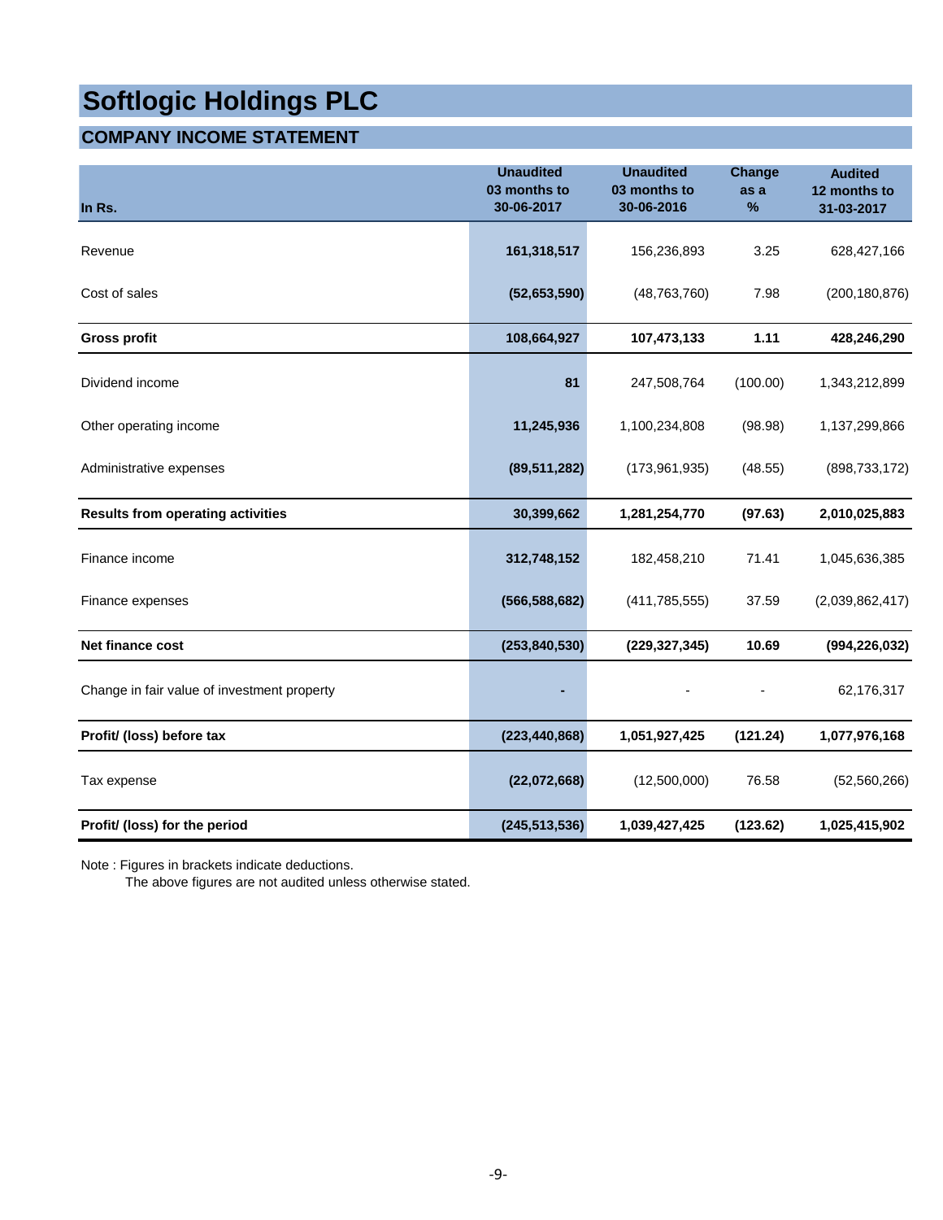# Softlogic Holdings PLC

## COMPANY INCOME STATEMENT

| In Rs. | Unaudited 03 months to 30-06-2017 | Unaudited 03 months to 30-06-2016 | Change as a % | Audited 12 months to 31-03-2017 |
|---|---|---|---|---|
| Revenue | **161,318,517** | 156,236,893 | 3.25 | 628,427,166 |
| Cost of sales | **(52,653,590)** | (48,763,760) | 7.98 | (200,180,876) |
| **Gross profit** | **108,664,927** | **107,473,133** | **1.11** | **428,246,290** |
| Dividend income | **81** | 247,508,764 | (100.00) | 1,343,212,899 |
| Other operating income | **11,245,936** | 1,100,234,808 | (98.98) | 1,137,299,866 |
| Administrative expenses | **(89,511,282)** | (173,961,935) | (48.55) | (898,733,172) |
| **Results from operating activities** | **30,399,662** | **1,281,254,770** | **(97.63)** | **2,010,025,883** |
| Finance income | **312,748,152** | 182,458,210 | 71.41 | 1,045,636,385 |
| Finance expenses | **(566,588,682)** | (411,785,555) | 37.59 | (2,039,862,417) |
| **Net finance cost** | **(253,840,530)** | **(229,327,345)** | **10.69** | **(994,226,032)** |
| Change in fair value of investment property | **-** | - | - | 62,176,317 |
| **Profit/ (loss) before tax** | **(223,440,868)** | **1,051,927,425** | **(121.24)** | **1,077,976,168** |
| Tax expense | **(22,072,668)** | (12,500,000) | 76.58 | (52,560,266) |
| **Profit/ (loss) for the period** | **(245,513,536)** | **1,039,427,425** | **(123.62)** | **1,025,415,902** |

Note : Figures in brackets indicate deductions.
The above figures are not audited unless otherwise stated.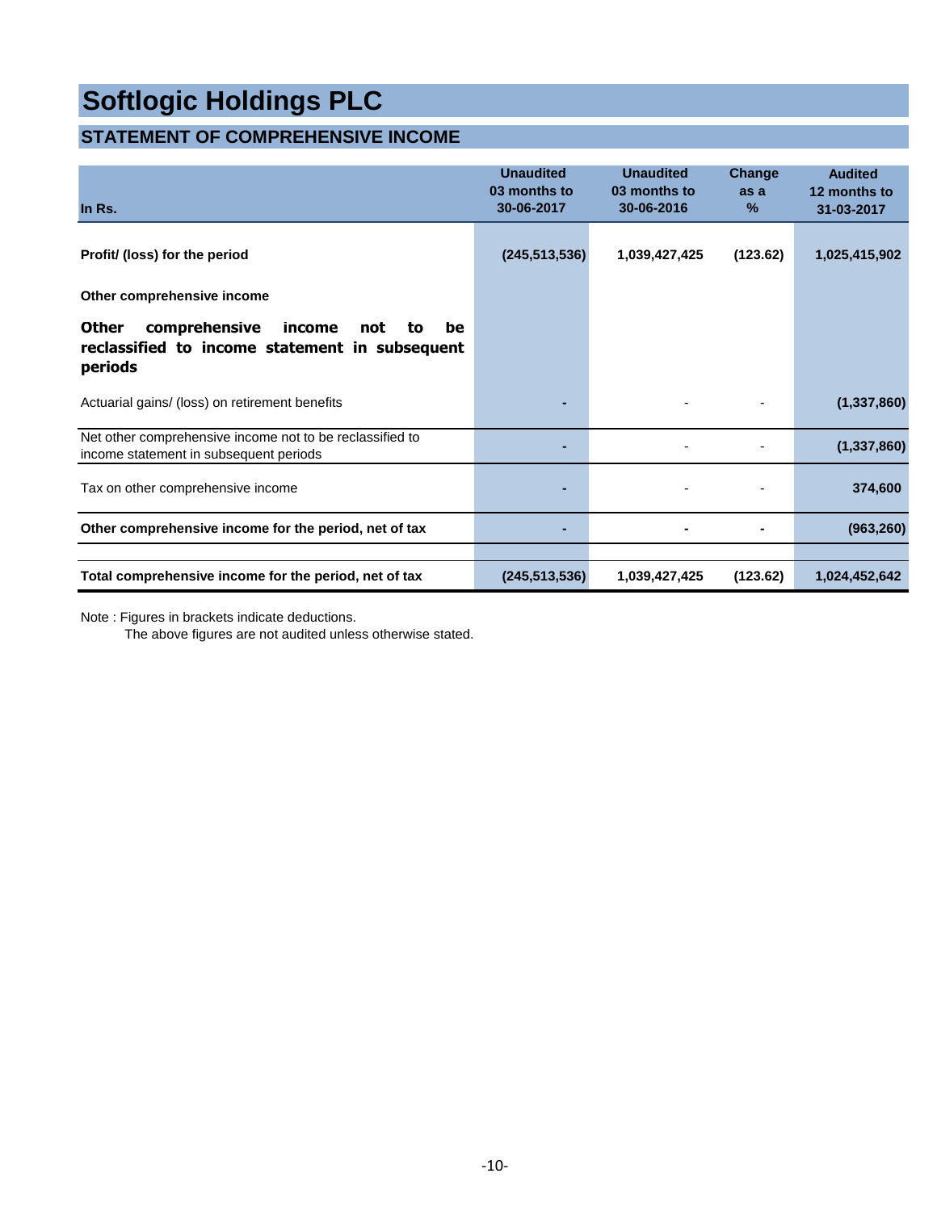# Softlogic Holdings PLC

## STATEMENT OF COMPREHENSIVE INCOME

| In Rs. | Unaudited 03 months to 30-06-2017 | Unaudited 03 months to 30-06-2016 | Change as a % | Audited 12 months to 31-03-2017 |
|---|---|---|---|---|
| **Profit/ (loss) for the period** | **(245,513,536)** | **1,039,427,425** | **(123.62)** | **1,025,415,902** |
| **Other comprehensive income** | | | | |
| **Other comprehensive income not to be reclassified to income statement in subsequent periods** | | | | |
| Actuarial gains/ (loss) on retirement benefits | **-** | - | - | **(1,337,860)** |
| Net other comprehensive income not to be reclassified to income statement in subsequent periods | **-** | - | - | **(1,337,860)** |
| Tax on other comprehensive income | **-** | - | - | **374,600** |
| **Other comprehensive income for the period, net of tax** | **-** | **-** | **-** | **(963,260)** |
| **Total comprehensive income for the period, net of tax** | **(245,513,536)** | **1,039,427,425** | **(123.62)** | **1,024,452,642** |

Note : Figures in brackets indicate deductions.
The above figures are not audited unless otherwise stated.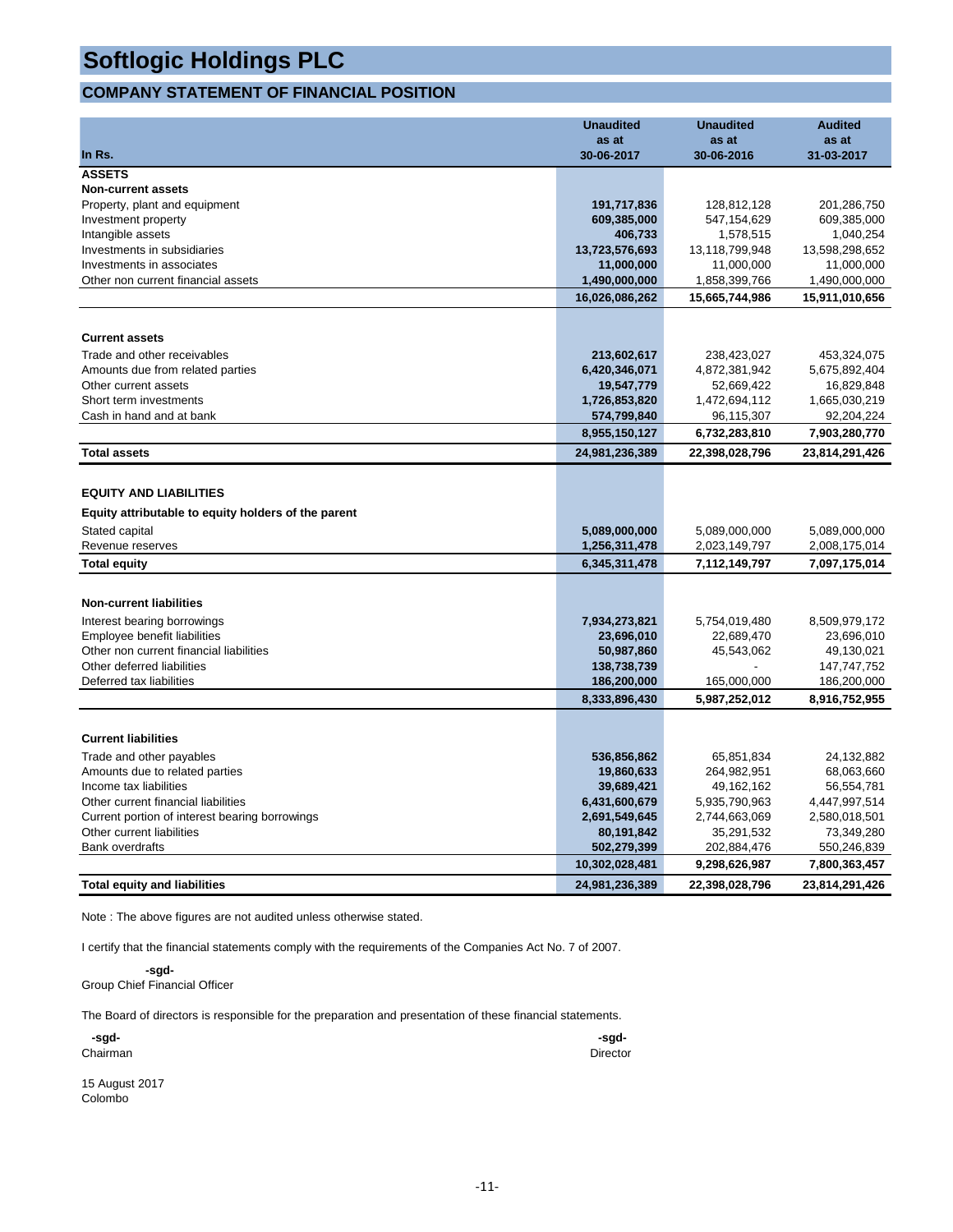# Softlogic Holdings PLC

## COMPANY STATEMENT OF FINANCIAL POSITION

| In Rs. | Unaudited as at 30-06-2017 | Unaudited as at 30-06-2016 | Audited as at 31-03-2017 |
|---|---|---|---|
| **ASSETS** | | | |
| **Non-current assets** | | | |
| Property, plant and equipment | **191,717,836** | 128,812,128 | 201,286,750 |
| Investment property | **609,385,000** | 547,154,629 | 609,385,000 |
| Intangible assets | **406,733** | 1,578,515 | 1,040,254 |
| Investments in subsidiaries | **13,723,576,693** | 13,118,799,948 | 13,598,298,652 |
| Investments in associates | **11,000,000** | 11,000,000 | 11,000,000 |
| Other non current financial assets | **1,490,000,000** | 1,858,399,766 | 1,490,000,000 |
| | **16,026,086,262** | **15,665,744,986** | **15,911,010,656** |
| **Current assets** | | | |
| Trade and other receivables | **213,602,617** | 238,423,027 | 453,324,075 |
| Amounts due from related parties | **6,420,346,071** | 4,872,381,942 | 5,675,892,404 |
| Other current assets | **19,547,779** | 52,669,422 | 16,829,848 |
| Short term investments | **1,726,853,820** | 1,472,694,112 | 1,665,030,219 |
| Cash in hand and at bank | **574,799,840** | 96,115,307 | 92,204,224 |
| | **8,955,150,127** | **6,732,283,810** | **7,903,280,770** |
| **Total assets** | **24,981,236,389** | **22,398,028,796** | **23,814,291,426** |
| **EQUITY AND LIABILITIES** | | | |
| **Equity attributable to equity holders of the parent** | | | |
| Stated capital | **5,089,000,000** | 5,089,000,000 | 5,089,000,000 |
| Revenue reserves | **1,256,311,478** | 2,023,149,797 | 2,008,175,014 |
| **Total equity** | **6,345,311,478** | **7,112,149,797** | **7,097,175,014** |
| **Non-current liabilities** | | | |
| Interest bearing borrowings | **7,934,273,821** | 5,754,019,480 | 8,509,979,172 |
| Employee benefit liabilities | **23,696,010** | 22,689,470 | 23,696,010 |
| Other non current financial liabilities | **50,987,860** | 45,543,062 | 49,130,021 |
| Other deferred liabilities | **138,738,739** | - | 147,747,752 |
| Deferred tax liabilities | **186,200,000** | 165,000,000 | 186,200,000 |
| | **8,333,896,430** | **5,987,252,012** | **8,916,752,955** |
| **Current liabilities** | | | |
| Trade and other payables | **536,856,862** | 65,851,834 | 24,132,882 |
| Amounts due to related parties | **19,860,633** | 264,982,951 | 68,063,660 |
| Income tax liabilities | **39,689,421** | 49,162,162 | 56,554,781 |
| Other current financial liabilities | **6,431,600,679** | 5,935,790,963 | 4,447,997,514 |
| Current portion of interest bearing borrowings | **2,691,549,645** | 2,744,663,069 | 2,580,018,501 |
| Other current liabilities | **80,191,842** | 35,291,532 | 73,349,280 |
| Bank overdrafts | **502,279,399** | 202,884,476 | 550,246,839 |
| | **10,302,028,481** | **9,298,626,987** | **7,800,363,457** |
| **Total equity and liabilities** | **24,981,236,389** | **22,398,028,796** | **23,814,291,426** |

Note : The above figures are not audited unless otherwise stated.

I certify that the financial statements comply with the requirements of the Companies Act No. 7 of 2007.

**-sgd-**
Group Chief Financial Officer

The Board of directors is responsible for the preparation and presentation of these financial statements.

**-sgd-**
Chairman

**-sgd-**
Director

15 August 2017
Colombo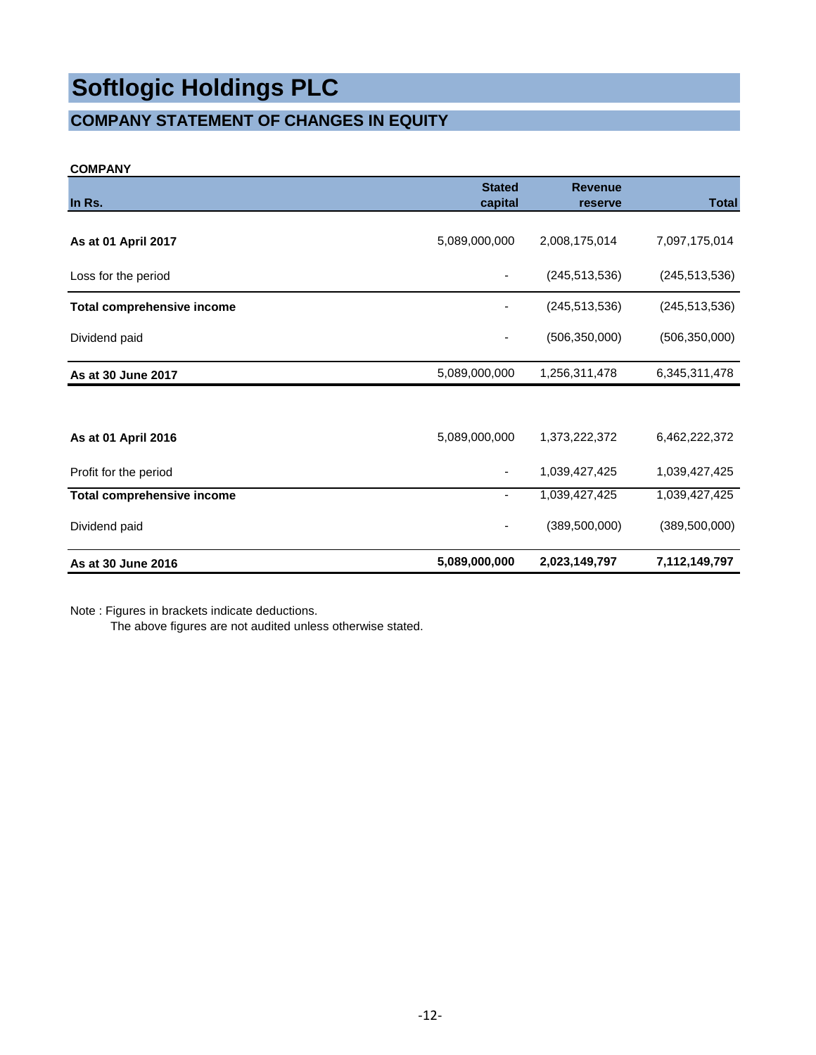# Softlogic Holdings PLC

## COMPANY STATEMENT OF CHANGES IN EQUITY

**COMPANY**

| In Rs. | Stated capital | Revenue reserve | Total |
|---|---|---|---|
| **As at 01 April 2017** | 5,089,000,000 | 2,008,175,014 | 7,097,175,014 |
| Loss for the period | - | (245,513,536) | (245,513,536) |
| **Total comprehensive income** | - | (245,513,536) | (245,513,536) |
| Dividend paid | - | (506,350,000) | (506,350,000) |
| **As at 30 June 2017** | 5,089,000,000 | 1,256,311,478 | 6,345,311,478 |
| | | | |
| **As at 01 April 2016** | 5,089,000,000 | 1,373,222,372 | 6,462,222,372 |
| Profit for the period | - | 1,039,427,425 | 1,039,427,425 |
| **Total comprehensive income** | - | 1,039,427,425 | 1,039,427,425 |
| Dividend paid | - | (389,500,000) | (389,500,000) |
| **As at 30 June 2016** | **5,089,000,000** | **2,023,149,797** | **7,112,149,797** |

Note : Figures in brackets indicate deductions.
The above figures are not audited unless otherwise stated.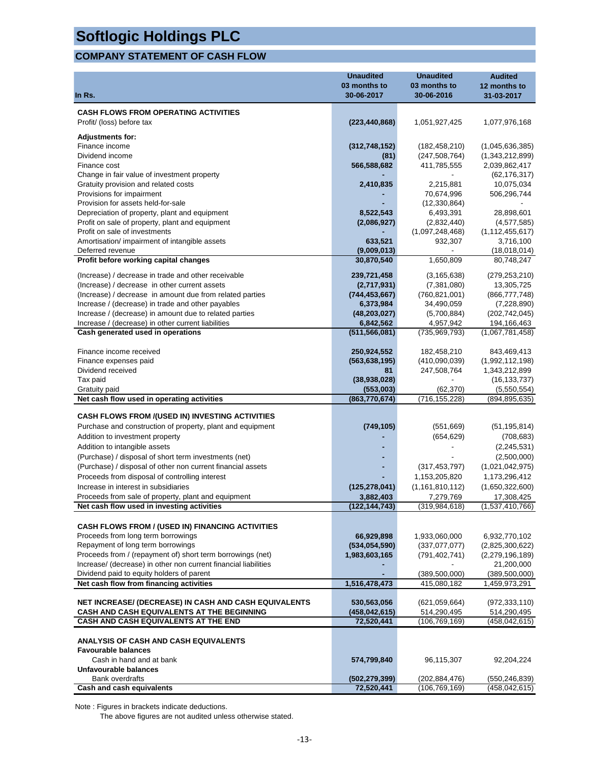# Softlogic Holdings PLC

## COMPANY STATEMENT OF CASH FLOW

| In Rs. | Unaudited 03 months to 30-06-2017 | Unaudited 03 months to 30-06-2016 | Audited 12 months to 31-03-2017 |
|---|---|---|---|
| **CASH FLOWS FROM OPERATING ACTIVITIES** | | | |
| Profit/ (loss) before tax | **(223,440,868)** | 1,051,927,425 | 1,077,976,168 |
| **Adjustments for:** | | | |
| Finance income | **(312,748,152)** | (182,458,210) | (1,045,636,385) |
| Dividend income | **(81)** | (247,508,764) | (1,343,212,899) |
| Finance cost | **566,588,682** | 411,785,555 | 2,039,862,417 |
| Change in fair value of investment property | **-** | - | (62,176,317) |
| Gratuity provision and related costs | **2,410,835** | 2,215,881 | 10,075,034 |
| Provisions for impairment | **-** | 70,674,996 | 506,296,744 |
| Provision for assets held-for-sale | **-** | (12,330,864) | - |
| Depreciation of property, plant and equipment | **8,522,543** | 6,493,391 | 28,898,601 |
| Profit on sale of property, plant and equipment | **(2,086,927)** | (2,832,440) | (4,577,585) |
| Profit on sale of investments | **-** | (1,097,248,468) | (1,112,455,617) |
| Amortisation/ impairment of intangible assets | **633,521** | 932,307 | 3,716,100 |
| Deferred revenue | **(9,009,013)** | - | (18,018,014) |
| **Profit before working capital changes** | **30,870,540** | 1,650,809 | 80,748,247 |
| (Increase) / decrease in trade and other receivable | **239,721,458** | (3,165,638) | (279,253,210) |
| (Increase) / decrease in other current assets | **(2,717,931)** | (7,381,080) | 13,305,725 |
| (Increase) / decrease in amount due from related parties | **(744,453,667)** | (760,821,001) | (866,777,748) |
| Increase / (decrease) in trade and other payables | **6,373,984** | 34,490,059 | (7,228,890) |
| Increase / (decrease) in amount due to related parties | **(48,203,027)** | (5,700,884) | (202,742,045) |
| Increase / (decrease) in other current liabilities | **6,842,562** | 4,957,942 | 194,166,463 |
| **Cash generated used in operations** | **(511,566,081)** | (735,969,793) | (1,067,781,458) |
| Finance income received | **250,924,552** | 182,458,210 | 843,469,413 |
| Finance expenses paid | **(563,638,195)** | (410,090,039) | (1,992,112,198) |
| Dividend received | **81** | 247,508,764 | 1,343,212,899 |
| Tax paid | **(38,938,028)** | - | (16,133,737) |
| Gratuity paid | **(553,003)** | (62,370) | (5,550,554) |
| **Net cash flow used in operating activities** | **(863,770,674)** | (716,155,228) | (894,895,635) |
| **CASH FLOWS FROM /(USED IN) INVESTING ACTIVITIES** | | | |
| Purchase and construction of property, plant and equipment | **(749,105)** | (551,669) | (51,195,814) |
| Addition to investment property | **-** | (654,629) | (708,683) |
| Addition to intangible assets | **-** | - | (2,245,531) |
| (Purchase) / disposal of short term investments (net) | **-** | - | (2,500,000) |
| (Purchase) / disposal of other non current financial assets | **-** | (317,453,797) | (1,021,042,975) |
| Proceeds from disposal of controlling interest | **-** | 1,153,205,820 | 1,173,296,412 |
| Increase in interest in subsidiaries | **(125,278,041)** | (1,161,810,112) | (1,650,322,600) |
| Proceeds from sale of property, plant and equipment | **3,882,403** | 7,279,769 | 17,308,425 |
| **Net cash flow used in investing activities** | **(122,144,743)** | (319,984,618) | (1,537,410,766) |
| **CASH FLOWS FROM / (USED IN) FINANCING ACTIVITIES** | | | |
| Proceeds from long term borrowings | **66,929,898** | 1,933,060,000 | 6,932,770,102 |
| Repayment of long term borrowings | **(534,054,590)** | (337,077,077) | (2,825,300,622) |
| Proceeds from / (repayment of) short term borrowings (net) | **1,983,603,165** | (791,402,741) | (2,279,196,189) |
| Increase/ (decrease) in other non current financial liabilities | **-** | - | 21,200,000 |
| Dividend paid to equity holders of parent | **-** | (389,500,000) | (389,500,000) |
| **Net cash flow from financing activities** | **1,516,478,473** | 415,080,182 | 1,459,973,291 |
| **NET INCREASE/ (DECREASE) IN CASH AND CASH EQUIVALENTS** | **530,563,056** | (621,059,664) | (972,333,110) |
| **CASH AND CASH EQUIVALENTS AT THE BEGINNING** | **(458,042,615)** | 514,290,495 | 514,290,495 |
| **CASH AND CASH EQUIVALENTS AT THE END** | **72,520,441** | (106,769,169) | (458,042,615) |
| **ANALYSIS OF CASH AND CASH EQUIVALENTS** | | | |
| **Favourable balances** | | | |
| Cash in hand and at bank | **574,799,840** | 96,115,307 | 92,204,224 |
| **Unfavourable balances** | | | |
| Bank overdrafts | **(502,279,399)** | (202,884,476) | (550,246,839) |
| **Cash and cash equivalents** | **72,520,441** | (106,769,169) | (458,042,615) |

Note : Figures in brackets indicate deductions.

The above figures are not audited unless otherwise stated.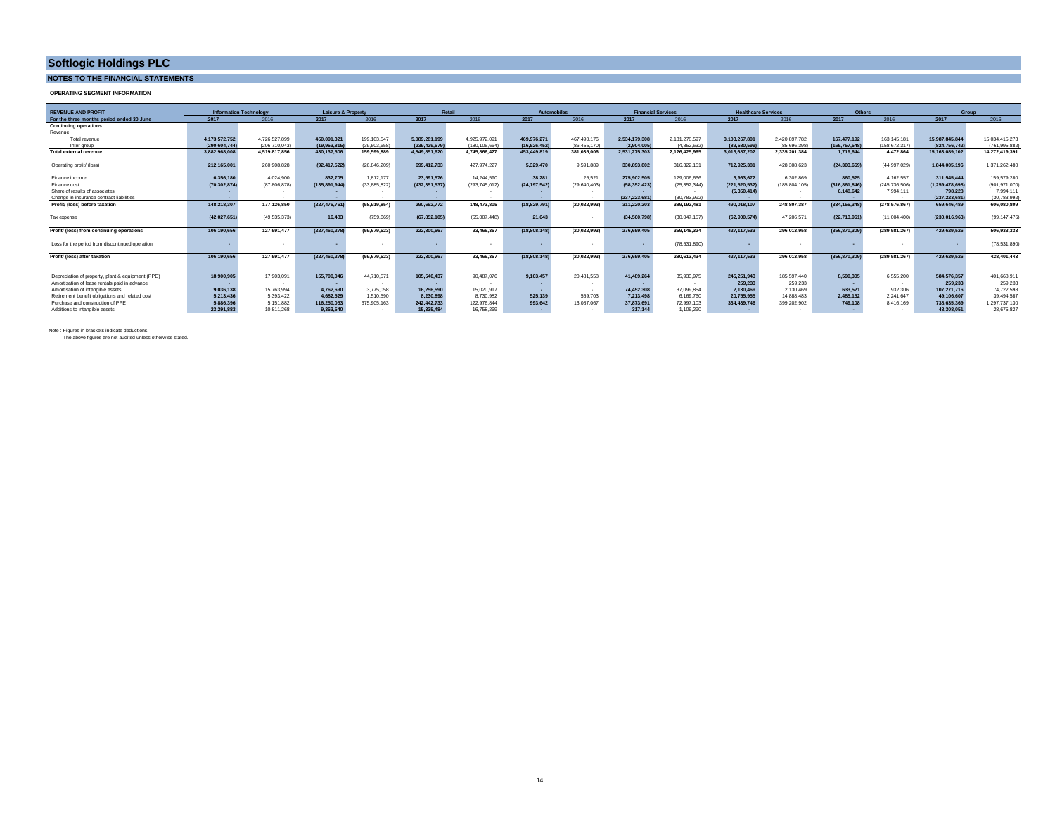# Softlogic Holdings PLC

## NOTES TO THE FINANCIAL STATEMENTS

### OPERATING SEGMENT INFORMATION

| REVENUE AND PROFIT | Information Technology | | Leisure & Property | | Retail | | Automobiles | | Financial Services | | Healthcare Services | | Others | | Group | |
|---|---|---|---|---|---|---|---|---|---|---|---|---|---|---|---|---|
| For the three months period ended 30 June | 2017 | 2016 | 2017 | 2016 | 2017 | 2016 | 2017 | 2016 | 2017 | 2016 | 2017 | 2016 | 2017 | 2016 | 2017 | 2016 |
| **Continuing operations** | | | | | | | | | | | | | | | | |
| Revenue | | | | | | | | | | | | | | | | |
| Total revenue | 4,173,572,752 | 4,726,527,899 | 450,091,321 | 199,103,547 | 5,089,281,199 | 4,925,972,091 | 469,976,271 | 467,490,176 | 2,534,179,308 | 2,131,278,597 | 3,103,267,801 | 2,420,897,782 | 167,477,192 | 163,145,181 | 15,987,845,844 | 15,034,415,273 |
| Inter group | (290,604,744) | (206,710,043) | (19,953,815) | (39,503,658) | (239,429,579) | (180,105,664) | (16,526,452) | (86,455,170) | (2,904,005) | (4,852,632) | (89,580,599) | (85,696,398) | (165,757,548) | (158,672,317) | (824,756,742) | (761,995,882) |
| **Total external revenue** | 3,882,968,008 | 4,519,817,856 | 430,137,506 | 159,599,889 | 4,849,851,620 | 4,745,866,427 | 453,449,819 | 381,035,006 | 2,531,275,303 | 2,126,425,965 | 3,013,687,202 | 2,335,201,384 | 1,719,644 | 4,472,864 | 15,163,089,102 | 14,272,419,391 |
| Operating profit/ (loss) | 212,165,001 | 260,908,828 | (92,417,522) | (26,846,209) | 699,412,733 | 427,974,227 | 5,329,470 | 9,591,889 | 330,893,802 | 316,322,151 | 712,925,381 | 428,308,623 | (24,303,669) | (44,997,029) | 1,844,005,196 | 1,371,262,480 |
| Finance income | 6,356,180 | 4,024,900 | 832,705 | 1,812,177 | 23,591,576 | 14,244,590 | 38,281 | 25,521 | 275,902,505 | 129,006,666 | 3,963,672 | 6,302,869 | 860,525 | 4,162,557 | 311,545,444 | 159,579,280 |
| Finance cost | (70,302,874) | (87,806,878) | (135,891,944) | (33,885,822) | (432,351,537) | (293,745,012) | (24,197,542) | (29,640,403) | (58,352,423) | (25,352,344) | (221,520,532) | (185,804,105) | (316,861,846) | (245,736,506) | (1,259,478,698) | (901,971,070) |
| Share of results of associates | - | - | - | - | - | - | - | - | - | - | (5,350,414) | - | 6,148,642 | 7,994,111 | 798,228 | 7,994,111 |
| Change in insurance contract liabilities | - | - | - | - | - | - | - | - | (237,223,681) | (30,783,992) | - | - | - | - | (237,223,681) | (30,783,992) |
| **Profit/ (loss) before taxation** | 148,218,307 | 177,126,850 | (227,476,761) | (58,919,854) | 290,652,772 | 148,473,805 | (18,829,791) | (20,022,993) | 311,220,203 | 389,192,481 | 490,018,107 | 248,807,387 | (334,156,348) | (278,576,867) | 659,646,489 | 606,080,809 |
| Tax expense | (42,027,651) | (49,535,373) | 16,483 | (759,669) | (67,852,105) | (55,007,448) | 21,643 | - | (34,560,798) | (30,047,157) | (62,900,574) | 47,206,571 | (22,713,961) | (11,004,400) | (230,016,963) | (99,147,476) |
| **Profit/ (loss) from continuing operations** | 106,190,656 | 127,591,477 | (227,460,278) | (59,679,523) | 222,800,667 | 93,466,357 | (18,808,148) | (20,022,993) | 276,659,405 | 359,145,324 | 427,117,533 | 296,013,958 | (356,870,309) | (289,581,267) | 429,629,526 | 506,933,333 |
| Loss for the period from discontinued operation | - | - | - | - | - | - | - | - | - | (78,531,890) | - | - | - | - | - | (78,531,890) |
| **Profit/ (loss) after taxation** | 106,190,656 | 127,591,477 | (227,460,278) | (59,679,523) | 222,800,667 | 93,466,357 | (18,808,148) | (20,022,993) | 276,659,405 | 280,613,434 | 427,117,533 | 296,013,958 | (356,870,309) | (289,581,267) | 429,629,526 | 428,401,443 |
| Depreciation of property, plant & equipment (PPE) | 18,900,905 | 17,903,091 | 155,700,046 | 44,710,571 | 105,540,437 | 90,487,076 | 9,103,457 | 20,481,558 | 41,489,264 | 35,933,975 | 245,251,943 | 185,597,440 | 8,590,305 | 6,555,200 | 584,576,357 | 401,668,911 |
| Amortisation of lease rentals paid in advance | - | - | - | - | - | - | - | - | - | - | 259,233 | 259,233 | - | - | 259,233 | 259,233 |
| Amortisation of intangible assets | 9,036,138 | 15,763,994 | 4,762,690 | 3,775,058 | 16,256,590 | 15,020,917 | - | - | 74,452,308 | 37,099,854 | 2,130,469 | 2,130,469 | 633,521 | 932,306 | 107,271,716 | 74,722,598 |
| Retirement benefit obligations and related cost | 5,213,436 | 5,393,422 | 4,682,529 | 1,510,590 | 8,230,898 | 8,730,982 | 525,139 | 559,703 | 7,213,498 | 6,169,760 | 20,755,955 | 14,888,483 | 2,485,152 | 2,241,647 | 49,106,607 | 39,494,587 |
| Purchase and construction of PPE | 5,886,396 | 5,151,882 | 116,250,053 | 675,905,163 | 242,442,733 | 122,976,844 | 993,642 | 13,087,067 | 37,873,691 | 72,997,103 | 334,439,746 | 399,202,902 | 749,108 | 8,416,169 | 738,635,369 | 1,297,737,130 |
| Additions to intangible assets | 23,291,883 | 10,811,268 | 9,363,540 | - | 15,335,484 | 16,758,269 | - | - | 317,144 | 1,106,290 | - | - | - | - | 48,308,051 | 28,675,827 |

Note : Figures in brackets indicate deductions.
The above figures are not audited unless otherwise stated.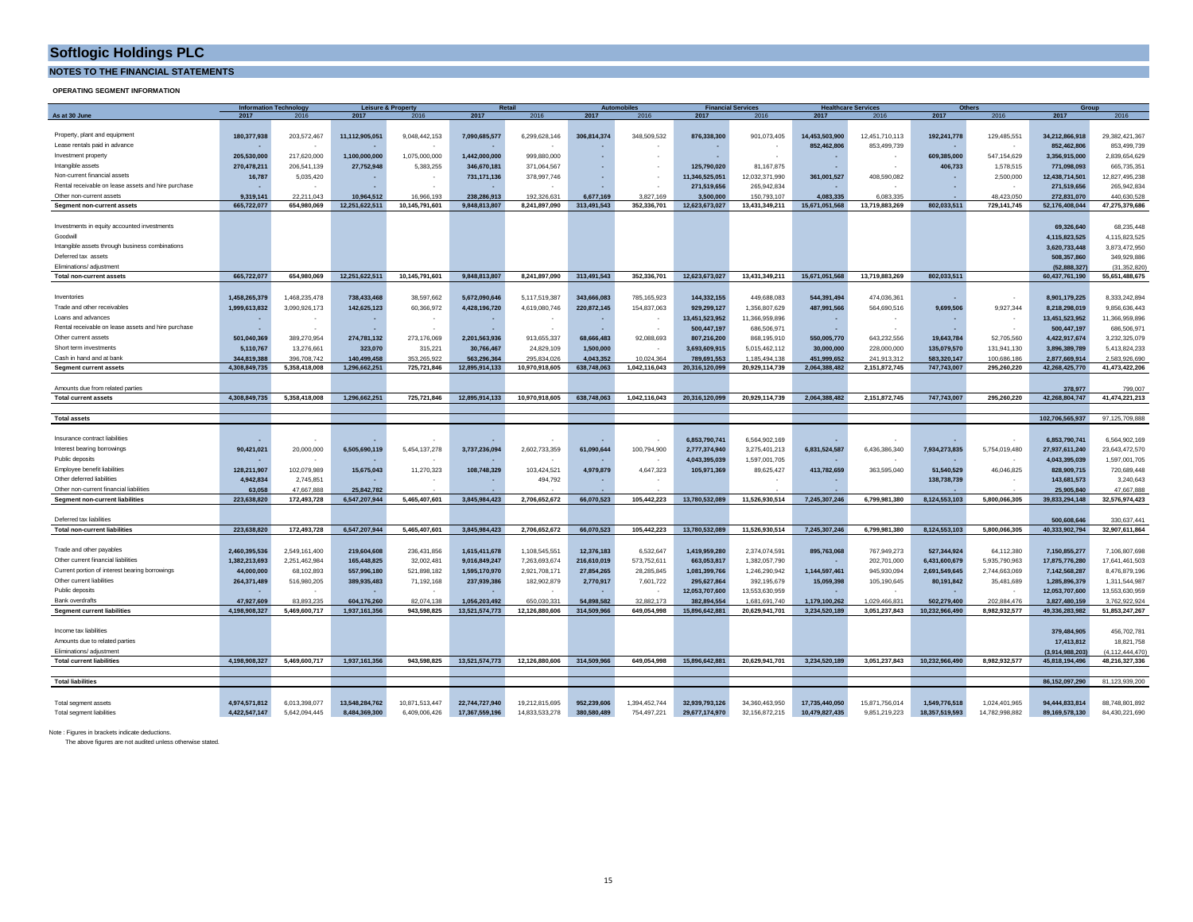# Softlogic Holdings PLC

## NOTES TO THE FINANCIAL STATEMENTS

### OPERATING SEGMENT INFORMATION

| As at 30 June | Information Technology 2017 | Information Technology 2016 | Leisure & Property 2017 | Leisure & Property 2016 | Retail 2017 | Retail 2016 | Automobiles 2017 | Automobiles 2016 | Financial Services 2017 | Financial Services 2016 | Healthcare Services 2017 | Healthcare Services 2016 | Others 2017 | Others 2016 | Group 2017 | Group 2016 |
|---|---|---|---|---|---|---|---|---|---|---|---|---|---|---|---|---|
| Property, plant and equipment | 180,377,938 | 203,572,467 | 11,112,905,051 | 9,048,442,153 | 7,090,685,577 | 6,299,628,146 | 306,814,374 | 348,509,532 | 876,338,300 | 901,073,405 | 14,453,503,900 | 12,451,710,113 | 192,241,778 | 129,485,551 | 34,212,866,918 | 29,382,421,367 |
| Lease rentals paid in advance | - | - | - | - | - | - | - | - | - | - | 852,462,806 | 853,499,739 | - | - | 852,462,806 | 853,499,739 |
| Investment property | 205,530,000 | 217,620,000 | 1,100,000,000 | 1,075,000,000 | 1,442,000,000 | 999,880,000 | - | - | - | - | - | - | 609,385,000 | 547,154,629 | 3,356,915,000 | 2,839,654,629 |
| Intangible assets | 270,478,211 | 206,541,139 | 27,752,948 | 5,383,255 | 346,670,181 | 371,064,567 | - | - | 125,790,020 | 81,167,875 | - | - | 406,733 | 1,578,515 | 771,098,093 | 665,735,351 |
| Non-current financial assets | 16,787 | 5,035,420 | - | - | 731,171,136 | 378,997,746 | - | - | 11,346,525,051 | 12,032,371,990 | 361,001,527 | 408,590,082 | - | 2,500,000 | 12,438,714,501 | 12,827,495,238 |
| Rental receivable on lease assets and hire purchase | - | - | - | - | - | - | - | - | 271,519,656 | 265,942,834 | - | - | - | - | 271,519,656 | 265,942,834 |
| Other non-current assets | 9,319,141 | 22,211,043 | 10,964,512 | 16,966,193 | 238,286,913 | 192,326,631 | 6,677,169 | 3,827,169 | 3,500,000 | 150,793,107 | 4,083,335 | 6,083,335 | - | 48,423,050 | 272,831,070 | 440,630,528 |
| **Segment non-current assets** | **665,722,077** | **654,980,069** | **12,251,622,511** | **10,145,791,601** | **9,848,813,807** | **8,241,897,090** | **313,491,543** | **352,336,701** | **12,623,673,027** | **13,431,349,211** | **15,671,051,568** | **13,719,883,269** | **802,033,511** | **729,141,745** | **52,176,408,044** | **47,275,379,686** |
| Investments in equity accounted investments | | | | | | | | | | | | | | | 69,326,640 | 68,235,448 |
| Goodwill | | | | | | | | | | | | | | | 4,115,823,525 | 4,115,823,525 |
| Intangible assets through business combinations | | | | | | | | | | | | | | | 3,620,733,448 | 3,873,472,950 |
| Deferred tax assets | | | | | | | | | | | | | | | 508,357,860 | 349,929,886 |
| Eliminations/ adjustment | | | | | | | | | | | | | | | (52,888,327) | (31,352,820) |
| **Total non-current assets** | **665,722,077** | **654,980,069** | **12,251,622,511** | **10,145,791,601** | **9,848,813,807** | **8,241,897,090** | **313,491,543** | **352,336,701** | **12,623,673,027** | **13,431,349,211** | **15,671,051,568** | **13,719,883,269** | **802,033,511** | | **60,437,761,190** | **55,651,488,675** |
| Inventories | 1,458,265,379 | 1,468,235,478 | 738,433,468 | 38,597,662 | 5,672,090,646 | 5,117,519,387 | 343,666,083 | 785,165,923 | 144,332,155 | 449,688,083 | 544,391,494 | 474,036,361 | - | - | 8,901,179,225 | 8,333,242,894 |
| Trade and other receivables | 1,999,613,832 | 3,090,926,173 | 142,625,123 | 60,366,972 | 4,428,196,720 | 4,619,080,746 | 220,872,145 | 154,837,063 | 929,299,127 | 1,356,807,629 | 487,991,566 | 564,690,516 | 9,699,506 | 9,927,344 | 8,218,298,019 | 9,856,636,443 |
| Loans and advances | - | - | - | - | - | - | - | - | 13,451,523,952 | 11,366,959,896 | - | - | - | - | 13,451,523,952 | 11,366,959,896 |
| Rental receivable on lease assets and hire purchase | - | - | - | - | - | - | - | - | 500,447,197 | 686,506,971 | - | - | - | - | 500,447,197 | 686,506,971 |
| Other current assets | 501,040,369 | 389,270,954 | 274,781,132 | 273,176,069 | 2,201,563,936 | 913,655,337 | 68,666,483 | 92,088,693 | 807,216,200 | 868,195,910 | 550,005,770 | 643,232,556 | 19,643,784 | 52,705,560 | 4,422,917,674 | 3,232,325,079 |
| Short term investments | 5,110,767 | 13,276,661 | 323,070 | 315,221 | 30,766,467 | 24,829,109 | 1,500,000 | - | 3,693,609,915 | 5,015,462,112 | 30,000,000 | 228,000,000 | 135,079,570 | 131,941,130 | 3,896,389,789 | 5,413,824,233 |
| Cash in hand and at bank | 344,819,388 | 396,708,742 | 140,499,458 | 353,265,922 | 563,296,364 | 295,834,026 | 4,043,352 | 10,024,364 | 789,691,553 | 1,185,494,138 | 451,999,652 | 241,913,312 | 583,320,147 | 100,686,186 | 2,877,669,914 | 2,583,926,690 |
| **Segment current assets** | **4,308,849,735** | **5,358,418,008** | **1,296,662,251** | **725,721,846** | **12,895,914,133** | **10,970,918,605** | **638,748,063** | **1,042,116,043** | **20,316,120,099** | **20,929,114,739** | **2,064,388,482** | **2,151,872,745** | **747,743,007** | **295,260,220** | **42,268,425,770** | **41,473,422,206** |
| Amounts due from related parties | | | | | | | | | | | | | | | 378,977 | 799,007 |
| **Total current assets** | **4,308,849,735** | **5,358,418,008** | **1,296,662,251** | **725,721,846** | **12,895,914,133** | **10,970,918,605** | **638,748,063** | **1,042,116,043** | **20,316,120,099** | **20,929,114,739** | **2,064,388,482** | **2,151,872,745** | **747,743,007** | **295,260,220** | **42,268,804,747** | **41,474,221,213** |
| **Total assets** | | | | | | | | | | | | | | | **102,706,565,937** | 97,125,709,888 |
| Insurance contract liabilities | - | - | - | - | - | - | - | - | 6,853,790,741 | 6,564,902,169 | - | - | - | - | 6,853,790,741 | 6,564,902,169 |
| Interest bearing borrowings | 90,421,021 | 20,000,000 | 6,505,690,119 | 5,454,137,278 | 3,737,236,094 | 2,602,733,359 | 61,090,644 | 100,794,900 | 2,777,374,940 | 3,275,401,213 | 6,831,524,587 | 6,436,386,340 | 7,934,273,835 | 5,754,019,480 | 27,937,611,240 | 23,643,472,570 |
| Public deposits | - | - | - | - | - | - | - | - | 4,043,395,039 | 1,597,001,705 | - | - | - | - | 4,043,395,039 | 1,597,001,705 |
| Employee benefit liabilities | 128,211,907 | 102,079,989 | 15,675,043 | 11,270,323 | 108,748,329 | 103,424,521 | 4,979,879 | 4,647,323 | 105,971,369 | 89,625,427 | 413,782,659 | 363,595,040 | 51,540,529 | 46,046,825 | 828,909,715 | 720,689,448 |
| Other deferred liabilities | 4,942,834 | 2,745,851 | - | - | - | 494,792 | - | - | - | - | - | - | 138,738,739 | - | 143,681,573 | 3,240,643 |
| Other non-current financial liabilities | 63,058 | 47,667,888 | 25,842,782 | - | - | - | - | - | - | - | - | - | - | - | 25,905,840 | 47,667,888 |
| **Segment non-current liabilities** | **223,638,820** | **172,493,728** | **6,547,207,944** | **5,465,407,601** | **3,845,984,423** | **2,706,652,672** | **66,070,523** | **105,442,223** | **13,780,532,089** | **11,526,930,514** | **7,245,307,246** | **6,799,981,380** | **8,124,553,103** | **5,800,066,305** | **39,833,294,148** | **32,576,974,423** |
| Deferred tax liabilities | | | | | | | | | | | | | | | 500,608,646 | 330,637,441 |
| **Total non-current liabilities** | **223,638,820** | **172,493,728** | **6,547,207,944** | **5,465,407,601** | **3,845,984,423** | **2,706,652,672** | **66,070,523** | **105,442,223** | **13,780,532,089** | **11,526,930,514** | **7,245,307,246** | **6,799,981,380** | **8,124,553,103** | **5,800,066,305** | **40,333,902,794** | **32,907,611,864** |
| Trade and other payables | 2,460,395,536 | 2,549,161,400 | 219,604,608 | 236,431,856 | 1,615,411,678 | 1,108,545,551 | 12,376,183 | 6,532,647 | 1,419,959,280 | 2,374,074,591 | 895,763,068 | 767,949,273 | 527,344,924 | 64,112,380 | 7,150,855,277 | 7,106,807,698 |
| Other current financial liabilities | 1,382,213,693 | 2,251,462,984 | 165,448,825 | 32,002,481 | 9,016,849,247 | 7,263,693,674 | 216,610,019 | 573,752,611 | 663,053,817 | 1,382,057,790 | - | 202,701,000 | 6,431,600,679 | 5,935,790,963 | 17,875,776,280 | 17,641,461,503 |
| Current portion of interest bearing borrowings | 44,000,000 | 68,102,893 | 557,996,180 | 521,898,182 | 1,595,170,970 | 2,921,708,171 | 27,854,265 | 28,285,845 | 1,081,399,766 | 1,246,290,942 | 1,144,597,461 | 945,930,094 | 2,691,549,645 | 2,744,663,069 | 7,142,568,287 | 8,476,879,196 |
| Other current liabilities | 264,371,489 | 516,980,205 | 389,935,483 | 71,192,168 | 237,939,386 | 182,902,879 | 2,770,917 | 7,601,722 | 295,627,864 | 392,195,679 | 15,059,398 | 105,190,645 | 80,191,842 | 35,481,689 | 1,285,896,379 | 1,311,544,987 |
| Public deposits | - | - | - | - | - | - | - | - | 12,053,707,600 | 13,553,630,959 | - | - | - | - | 12,053,707,600 | 13,553,630,959 |
| Bank overdrafts | 47,927,609 | 83,893,235 | 604,176,260 | 82,074,138 | 1,056,203,492 | 650,030,331 | 54,898,582 | 32,882,173 | 382,894,554 | 1,681,691,740 | 1,179,100,262 | 1,029,466,831 | 502,279,400 | 202,884,476 | 3,827,480,159 | 3,762,922,924 |
| **Segment current liabilities** | **4,198,908,327** | **5,469,600,717** | **1,937,161,356** | **943,598,825** | **13,521,574,773** | **12,126,880,606** | **314,509,966** | **649,054,998** | **15,896,642,881** | **20,629,941,701** | **3,234,520,189** | **3,051,237,843** | **10,232,966,490** | **8,982,932,577** | **49,336,283,982** | **51,853,247,267** |
| Income tax liabilities | | | | | | | | | | | | | | | 379,484,905 | 456,702,781 |
| Amounts due to related parties | | | | | | | | | | | | | | | 17,413,812 | 18,821,758 |
| Eliminations/ adjustment | | | | | | | | | | | | | | | (3,914,988,203) | (4,112,444,470) |
| **Total current liabilities** | **4,198,908,327** | **5,469,600,717** | **1,937,161,356** | **943,598,825** | **13,521,574,773** | **12,126,880,606** | **314,509,966** | **649,054,998** | **15,896,642,881** | **20,629,941,701** | **3,234,520,189** | **3,051,237,843** | **10,232,966,490** | **8,982,932,577** | **45,818,194,496** | **48,216,327,336** |
| **Total liabilities** | | | | | | | | | | | | | | | **86,152,097,290** | 81,123,939,200 |
| Total segment assets | 4,974,571,812 | 6,013,398,077 | 13,548,284,762 | 10,871,513,447 | 22,744,727,940 | 19,212,815,695 | 952,239,606 | 1,394,452,744 | 32,939,793,126 | 34,360,463,950 | 17,735,440,050 | 15,871,756,014 | 1,549,776,518 | 1,024,401,965 | 94,444,833,814 | 88,748,801,892 |
| Total segment liabilities | 4,422,547,147 | 5,642,094,445 | 8,484,369,300 | 6,409,006,426 | 17,367,559,196 | 14,833,533,278 | 380,580,489 | 754,497,221 | 29,677,174,970 | 32,156,872,215 | 10,479,827,435 | 9,851,219,223 | 18,357,519,593 | 14,782,998,882 | 89,169,578,130 | 84,430,221,690 |

Note : Figures in brackets indicate deductions.
The above figures are not audited unless otherwise stated.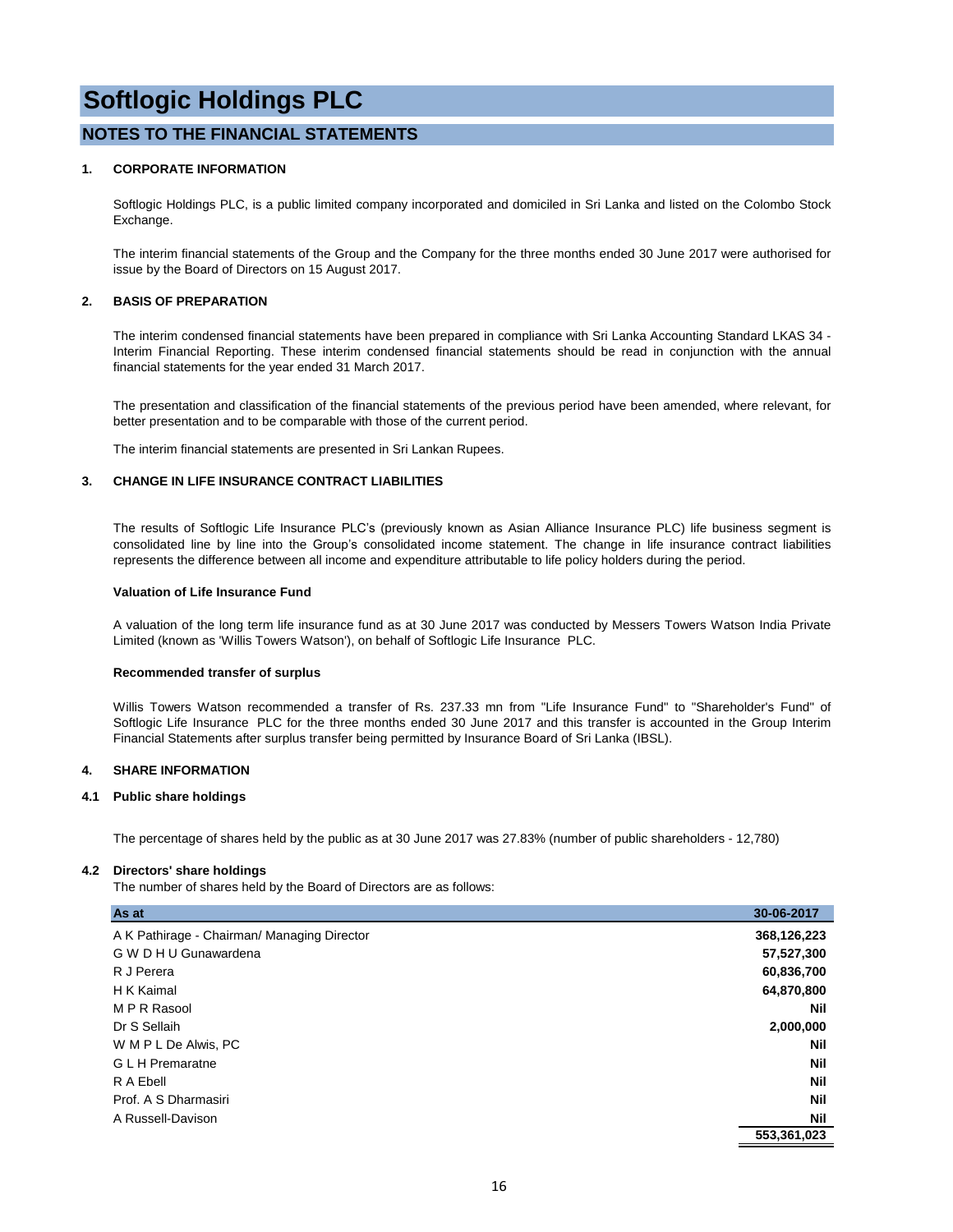# Softlogic Holdings PLC

## NOTES TO THE FINANCIAL STATEMENTS

### 1. CORPORATE INFORMATION

Softlogic Holdings PLC, is a public limited company incorporated and domiciled in Sri Lanka and listed on the Colombo Stock Exchange.

The interim financial statements of the Group and the Company for the three months ended 30 June 2017 were authorised for issue by the Board of Directors on 15 August 2017.

### 2. BASIS OF PREPARATION

The interim condensed financial statements have been prepared in compliance with Sri Lanka Accounting Standard LKAS 34 - Interim Financial Reporting. These interim condensed financial statements should be read in conjunction with the annual financial statements for the year ended 31 March 2017.

The presentation and classification of the financial statements of the previous period have been amended, where relevant, for better presentation and to be comparable with those of the current period.

The interim financial statements are presented in Sri Lankan Rupees.

### 3. CHANGE IN LIFE INSURANCE CONTRACT LIABILITIES

The results of Softlogic Life Insurance PLC's (previously known as Asian Alliance Insurance PLC) life business segment is consolidated line by line into the Group's consolidated income statement. The change in life insurance contract liabilities represents the difference between all income and expenditure attributable to life policy holders during the period.

**Valuation of Life Insurance Fund**

A valuation of the long term life insurance fund as at 30 June 2017 was conducted by Messers Towers Watson India Private Limited (known as 'Willis Towers Watson'), on behalf of Softlogic Life Insurance PLC.

**Recommended transfer of surplus**

Willis Towers Watson recommended a transfer of Rs. 237.33 mn from "Life Insurance Fund" to "Shareholder's Fund" of Softlogic Life Insurance PLC for the three months ended 30 June 2017 and this transfer is accounted in the Group Interim Financial Statements after surplus transfer being permitted by Insurance Board of Sri Lanka (IBSL).

### 4. SHARE INFORMATION

#### 4.1 Public share holdings

The percentage of shares held by the public as at 30 June 2017 was 27.83% (number of public shareholders - 12,780)

#### 4.2 Directors' share holdings

The number of shares held by the Board of Directors are as follows:

| As at | 30-06-2017 |
|---|---|
| A K Pathirage - Chairman/ Managing Director | 368,126,223 |
| G W D H U Gunawardena | 57,527,300 |
| R J Perera | 60,836,700 |
| H K Kaimal | 64,870,800 |
| M P R Rasool | Nil |
| Dr S Sellaih | 2,000,000 |
| W M P L De Alwis, PC | Nil |
| G L H Premaratne | Nil |
| R A Ebell | Nil |
| Prof. A S Dharmasiri | Nil |
| A Russell-Davison | Nil |
| | 553,361,023 |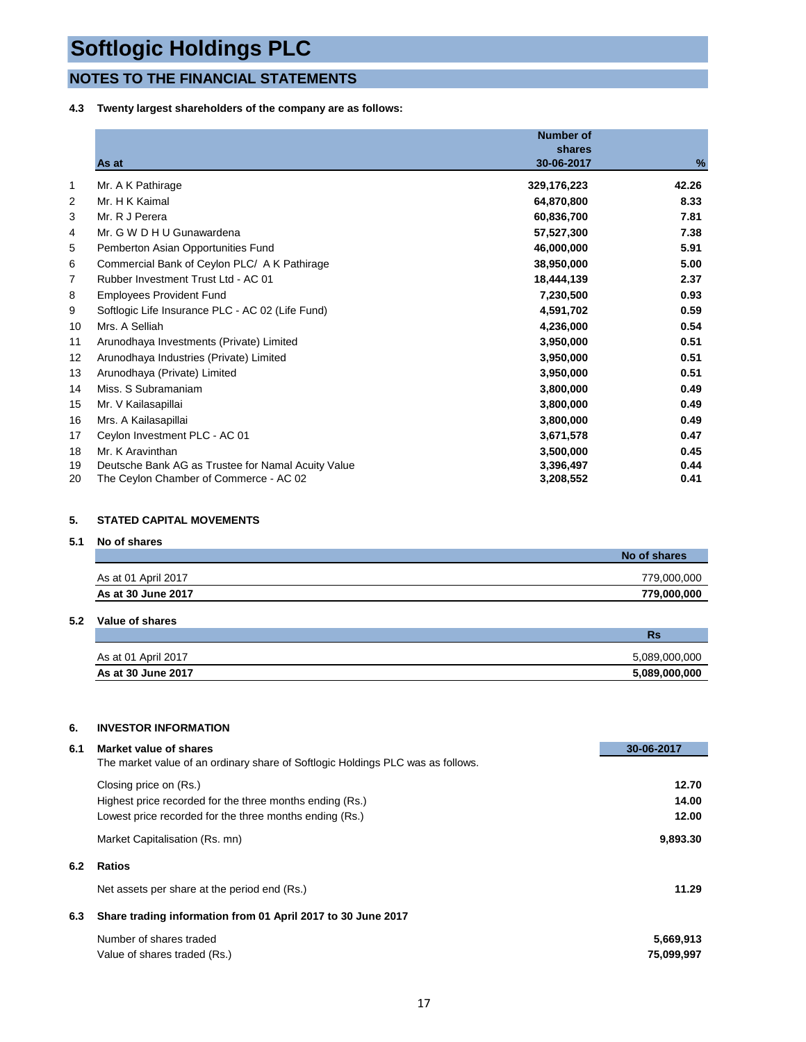# Softlogic Holdings PLC

## NOTES TO THE FINANCIAL STATEMENTS

**4.3 Twenty largest shareholders of the company are as follows:**

| | As at | Number of shares 30-06-2017 | % |
|---|---|---|---|
| 1 | Mr. A K Pathirage | **329,176,223** | **42.26** |
| 2 | Mr. H K Kaimal | **64,870,800** | **8.33** |
| 3 | Mr. R J Perera | **60,836,700** | **7.81** |
| 4 | Mr. G W D H U Gunawardena | **57,527,300** | **7.38** |
| 5 | Pemberton Asian Opportunities Fund | **46,000,000** | **5.91** |
| 6 | Commercial Bank of Ceylon PLC/ A K Pathirage | **38,950,000** | **5.00** |
| 7 | Rubber Investment Trust Ltd - AC 01 | **18,444,139** | **2.37** |
| 8 | Employees Provident Fund | **7,230,500** | **0.93** |
| 9 | Softlogic Life Insurance PLC - AC 02 (Life Fund) | **4,591,702** | **0.59** |
| 10 | Mrs. A Selliah | **4,236,000** | **0.54** |
| 11 | Arunodhaya Investments (Private) Limited | **3,950,000** | **0.51** |
| 12 | Arunodhaya Industries (Private) Limited | **3,950,000** | **0.51** |
| 13 | Arunodhaya (Private) Limited | **3,950,000** | **0.51** |
| 14 | Miss. S Subramaniam | **3,800,000** | **0.49** |
| 15 | Mr. V Kailasapillai | **3,800,000** | **0.49** |
| 16 | Mrs. A Kailasapillai | **3,800,000** | **0.49** |
| 17 | Ceylon Investment PLC - AC 01 | **3,671,578** | **0.47** |
| 18 | Mr. K Aravinthan | **3,500,000** | **0.45** |
| 19 | Deutsche Bank AG as Trustee for Namal Acuity Value | **3,396,497** | **0.44** |
| 20 | The Ceylon Chamber of Commerce - AC 02 | **3,208,552** | **0.41** |

### 5. STATED CAPITAL MOVEMENTS

**5.1 No of shares**

| | No of shares |
|---|---|
| As at 01 April 2017 | 779,000,000 |
| **As at 30 June 2017** | **779,000,000** |

**5.2 Value of shares**

| | Rs |
|---|---|
| As at 01 April 2017 | 5,089,000,000 |
| **As at 30 June 2017** | **5,089,000,000** |

### 6. INVESTOR INFORMATION

**6.1 Market value of shares**

The market value of an ordinary share of Softlogic Holdings PLC was as follows.

| | 30-06-2017 |
|---|---|
| Closing price on (Rs.) | **12.70** |
| Highest price recorded for the three months ending (Rs.) | **14.00** |
| Lowest price recorded for the three months ending (Rs.) | **12.00** |
| Market Capitalisation (Rs. mn) | **9,893.30** |

**6.2 Ratios**

| | |
|---|---|
| Net assets per share at the period end (Rs.) | **11.29** |

**6.3 Share trading information from 01 April 2017 to 30 June 2017**

| | |
|---|---|
| Number of shares traded | **5,669,913** |
| Value of shares traded (Rs.) | **75,099,997** |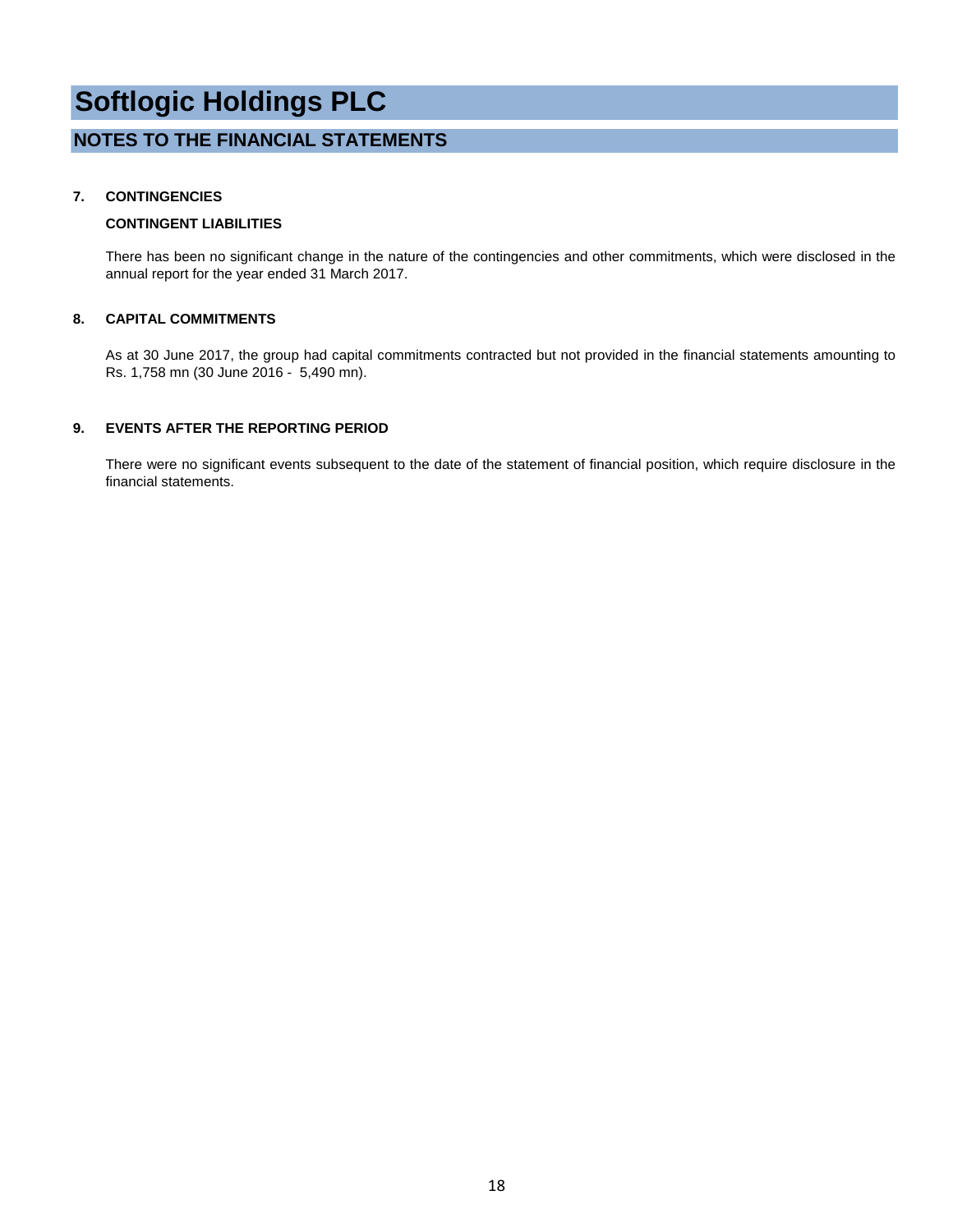# Softlogic Holdings PLC

## NOTES TO THE FINANCIAL STATEMENTS

### 7. CONTINGENCIES

**CONTINGENT LIABILITIES**

There has been no significant change in the nature of the contingencies and other commitments, which were disclosed in the annual report for the year ended 31 March 2017.

### 8. CAPITAL COMMITMENTS

As at 30 June 2017, the group had capital commitments contracted but not provided in the financial statements amounting to Rs. 1,758 mn (30 June 2016 - 5,490 mn).

### 9. EVENTS AFTER THE REPORTING PERIOD

There were no significant events subsequent to the date of the statement of financial position, which require disclosure in the financial statements.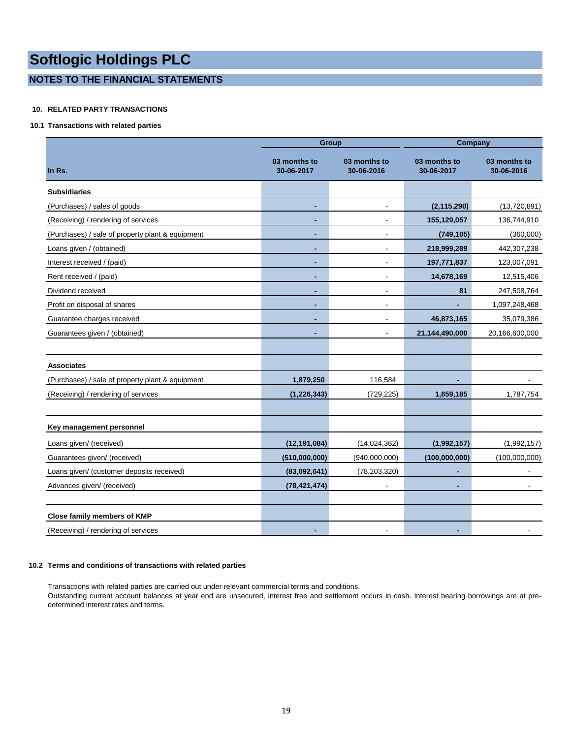# Softlogic Holdings PLC

## NOTES TO THE FINANCIAL STATEMENTS

### 10. RELATED PARTY TRANSACTIONS

#### 10.1 Transactions with related parties

| In Rs. | Group | | Company | |
|---|---|---|---|---|
| | 03 months to 30-06-2017 | 03 months to 30-06-2016 | 03 months to 30-06-2017 | 03 months to 30-06-2016 |
| **Subsidiaries** | | | | |
| (Purchases) / sales of goods | **-** | - | **(2,115,290)** | (13,720,891) |
| (Receiving) / rendering of services | **-** | - | **155,129,057** | 136,744,910 |
| (Purchases) / sale of property plant & equipment | **-** | - | **(749,105)** | (360,000) |
| Loans given / (obtained) | **-** | - | **218,999,289** | 442,307,238 |
| Interest received / (paid) | **-** | - | **197,771,837** | 123,007,091 |
| Rent received / (paid) | **-** | - | **14,678,169** | 12,515,406 |
| Dividend received | **-** | - | **81** | 247,508,764 |
| Profit on disposal of shares | **-** | - | **-** | 1,097,248,468 |
| Guarantee charges received | **-** | - | **46,873,165** | 35,079,386 |
| Guarantees given / (obtained) | **-** | - | **21,144,490,000** | 20,166,600,000 |
| | | | | |
| **Associates** | | | | |
| (Purchases) / sale of property plant & equipment | **1,879,250** | 116,584 | **-** | - |
| (Receiving) / rendering of services | **(1,226,343)** | (729,225) | **1,659,185** | 1,787,754 |
| | | | | |
| **Key management personnel** | | | | |
| Loans given/ (received) | **(12,191,084)** | (14,024,362) | **(1,992,157)** | (1,992,157) |
| Guarantees given/ (received) | **(510,000,000)** | (940,000,000) | **(100,000,000)** | (100,000,000) |
| Loans given/ (customer deposits received) | **(83,092,641)** | (78,203,320) | **-** | - |
| Advances given/ (received) | **(78,421,474)** | - | **-** | - |
| | | | | |
| **Close family members of KMP** | | | | |
| (Receiving) / rendering of services | **-** | - | **-** | - |

#### 10.2 Terms and conditions of transactions with related parties

Transactions with related parties are carried out under relevant commercial terms and conditions.
Outstanding current account balances at year end are unsecured, interest free and settlement occurs in cash. Interest bearing borrowings are at pre-determined interest rates and terms.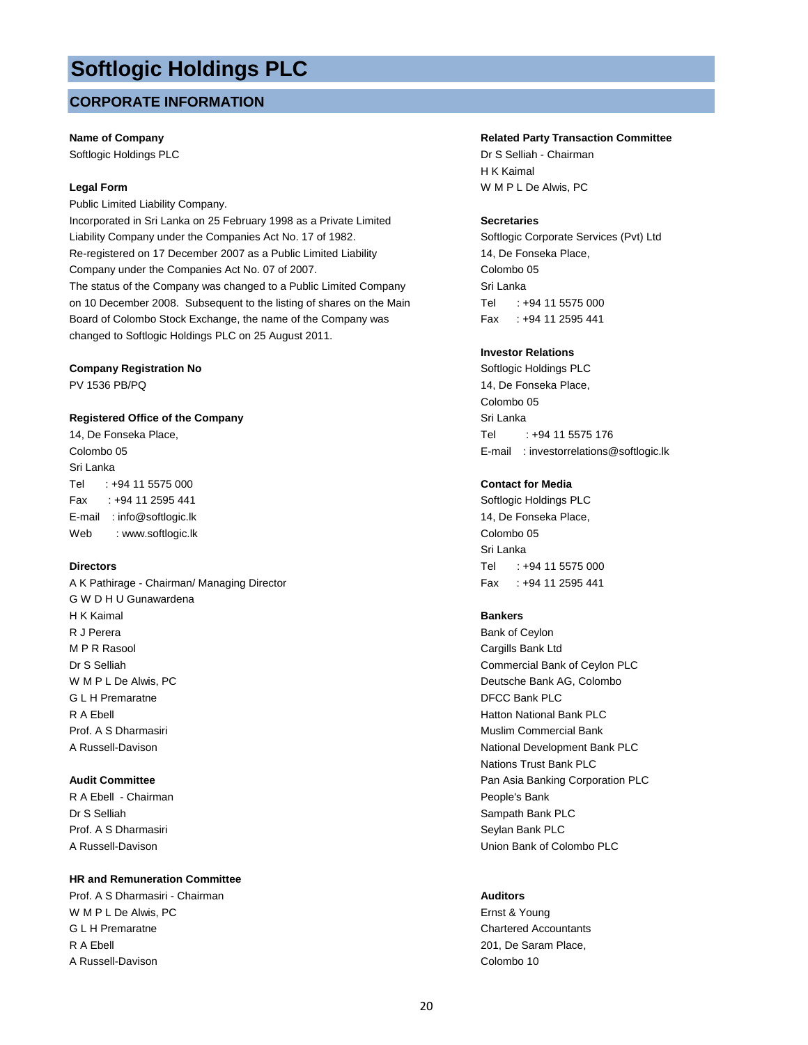# Softlogic Holdings PLC

## CORPORATE INFORMATION

**Name of Company**
Softlogic Holdings PLC

**Legal Form**
Public Limited Liability Company.
Incorporated in Sri Lanka on 25 February 1998 as a Private Limited Liability Company under the Companies Act No. 17 of 1982.
Re-registered on 17 December 2007 as a Public Limited Liability Company under the Companies Act No. 07 of 2007.
The status of the Company was changed to a Public Limited Company on 10 December 2008. Subsequent to the listing of shares on the Main Board of Colombo Stock Exchange, the name of the Company was changed to Softlogic Holdings PLC on 25 August 2011.

**Company Registration No**
PV 1536 PB/PQ

**Registered Office of the Company**
14, De Fonseka Place,
Colombo 05
Sri Lanka
Tel : +94 11 5575 000
Fax : +94 11 2595 441
E-mail : info@softlogic.lk
Web : www.softlogic.lk

**Directors**
A K Pathirage - Chairman/ Managing Director
G W D H U Gunawardena
H K Kaimal
R J Perera
M P R Rasool
Dr S Selliah
W M P L De Alwis, PC
G L H Premaratne
R A Ebell
Prof. A S Dharmasiri
A Russell-Davison

**Audit Committee**
R A Ebell - Chairman
Dr S Selliah
Prof. A S Dharmasiri
A Russell-Davison

**HR and Remuneration Committee**
Prof. A S Dharmasiri - Chairman
W M P L De Alwis, PC
G L H Premaratne
R A Ebell
A Russell-Davison

**Related Party Transaction Committee**
Dr S Selliah - Chairman
H K Kaimal
W M P L De Alwis, PC

**Secretaries**
Softlogic Corporate Services (Pvt) Ltd
14, De Fonseka Place,
Colombo 05
Sri Lanka
Tel : +94 11 5575 000
Fax : +94 11 2595 441

**Investor Relations**
Softlogic Holdings PLC
14, De Fonseka Place,
Colombo 05
Sri Lanka
Tel : +94 11 5575 176
E-mail : investorrelations@softlogic.lk

**Contact for Media**
Softlogic Holdings PLC
14, De Fonseka Place,
Colombo 05
Sri Lanka
Tel : +94 11 5575 000
Fax : +94 11 2595 441

**Bankers**
Bank of Ceylon
Cargills Bank Ltd
Commercial Bank of Ceylon PLC
Deutsche Bank AG, Colombo
DFCC Bank PLC
Hatton National Bank PLC
Muslim Commercial Bank
National Development Bank PLC
Nations Trust Bank PLC
Pan Asia Banking Corporation PLC
People's Bank
Sampath Bank PLC
Seylan Bank PLC
Union Bank of Colombo PLC

**Auditors**
Ernst & Young
Chartered Accountants
201, De Saram Place,
Colombo 10